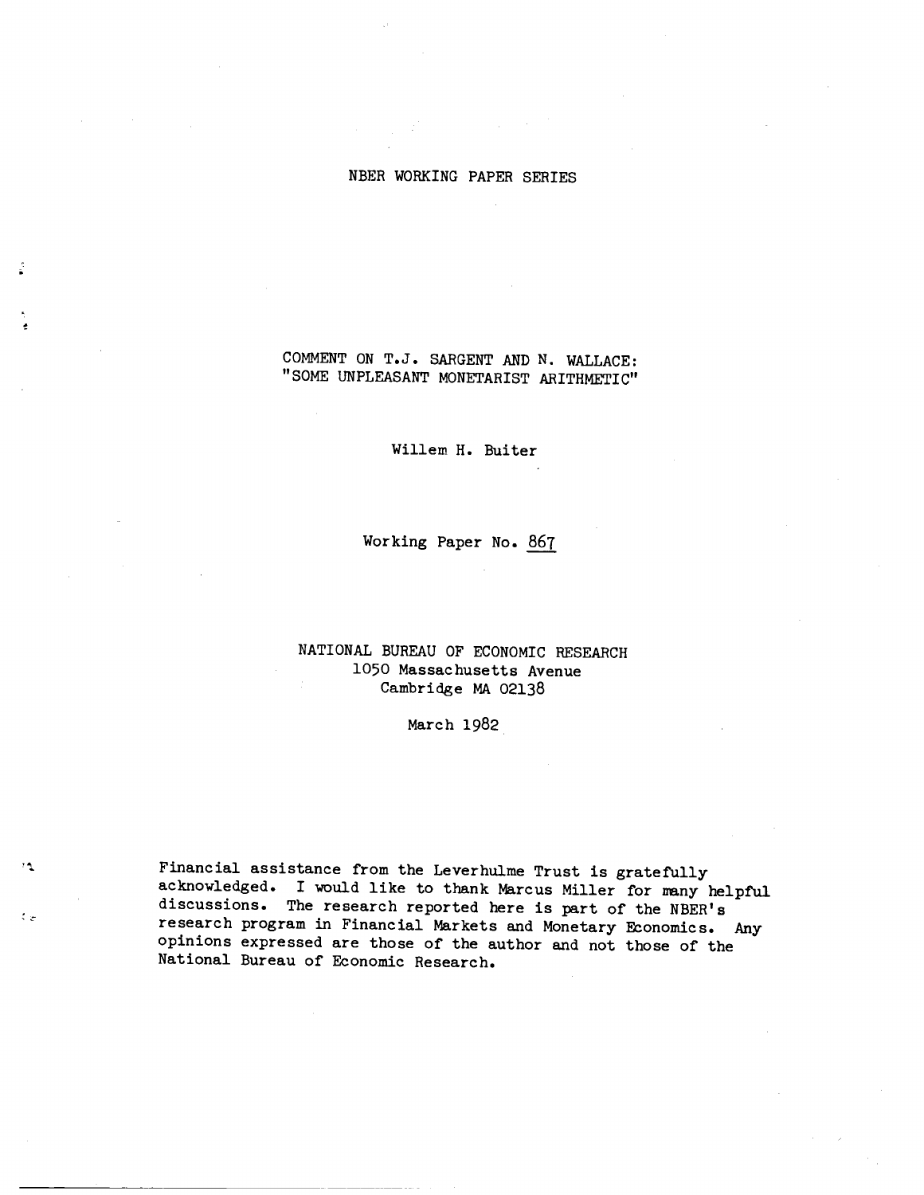NBER WORKING PAPER SERIES

# COMMENT ON T.J. SARGENT AND N. WALLACE: "SOME UNPLEASANT MONETARIST ARITHMETIC"

Willem H. Buiter

Working Paper No. 867

NATIONAL BUREAU OF ECONOMIC RESEARCH
1050 Massachusetts Avenue
Cambridge MA 02138

March 1982

Financial assistance from the Leverhulme Trust is gratefully acknowledged. I would like to thank Marcus Miller for many helpful discussions. The research reported here is part of the NBER's research program in Financial Markets and Monetary Economics. Any opinions expressed are those of the author and not those of the National Bureau of Economic Research.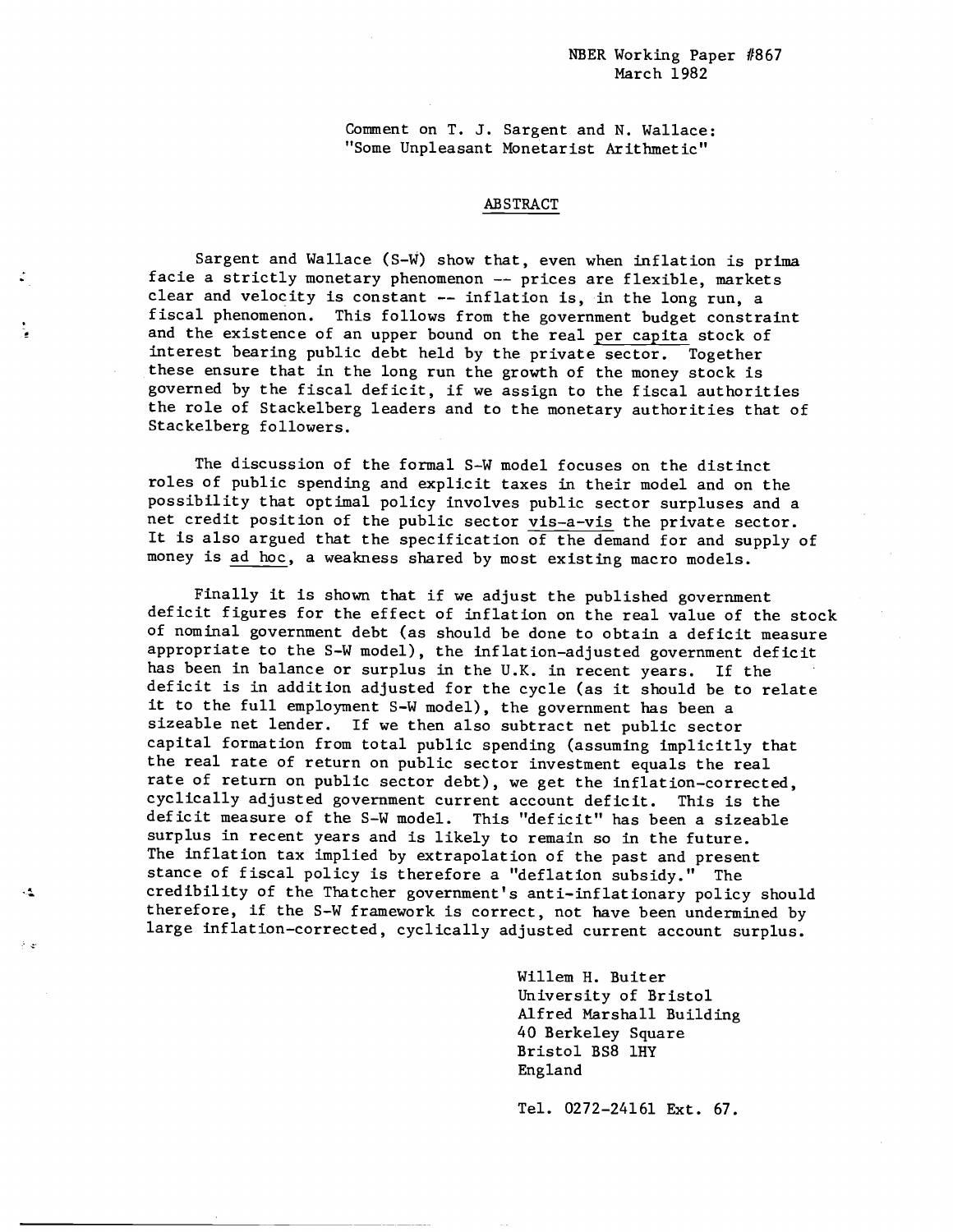NBER Working Paper #867
March 1982

Comment on T. J. Sargent and N. Wallace:
"Some Unpleasant Monetarist Arithmetic"

## ABSTRACT

Sargent and Wallace (S-W) show that, even when inflation is prima facie a strictly monetary phenomenon -- prices are flexible, markets clear and velocity is constant -- inflation is, in the long run, a fiscal phenomenon. This follows from the government budget constraint and the existence of an upper bound on the real *per capita* stock of interest bearing public debt held by the private sector. Together these ensure that in the long run the growth of the money stock is governed by the fiscal deficit, if we assign to the fiscal authorities the role of Stackelberg leaders and to the monetary authorities that of Stackelberg followers.

The discussion of the formal S-W model focuses on the distinct roles of public spending and explicit taxes in their model and on the possibility that optimal policy involves public sector surpluses and a net credit position of the public sector *vis-a-vis* the private sector. It is also argued that the specification of the demand for and supply of money is *ad hoc*, a weakness shared by most existing macro models.

Finally it is shown that if we adjust the published government deficit figures for the effect of inflation on the real value of the stock of nominal government debt (as should be done to obtain a deficit measure appropriate to the S-W model), the inflation-adjusted government deficit has been in balance or surplus in the U.K. in recent years. If the deficit is in addition adjusted for the cycle (as it should be to relate it to the full employment S-W model), the government has been a sizeable net lender. If we then also subtract net public sector capital formation from total public spending (assuming implicitly that the real rate of return on public sector investment equals the real rate of return on public sector debt), we get the inflation-corrected, cyclically adjusted government current account deficit. This is the deficit measure of the S-W model. This "deficit" has been a sizeable surplus in recent years and is likely to remain so in the future. The inflation tax implied by extrapolation of the past and present stance of fiscal policy is therefore a "deflation subsidy." The credibility of the Thatcher government's anti-inflationary policy should therefore, if the S-W framework is correct, not have been undermined by large inflation-corrected, cyclically adjusted current account surplus.

Willem H. Buiter
University of Bristol
Alfred Marshall Building
40 Berkeley Square
Bristol BS8 1HY
England

Tel. 0272-24161 Ext. 67.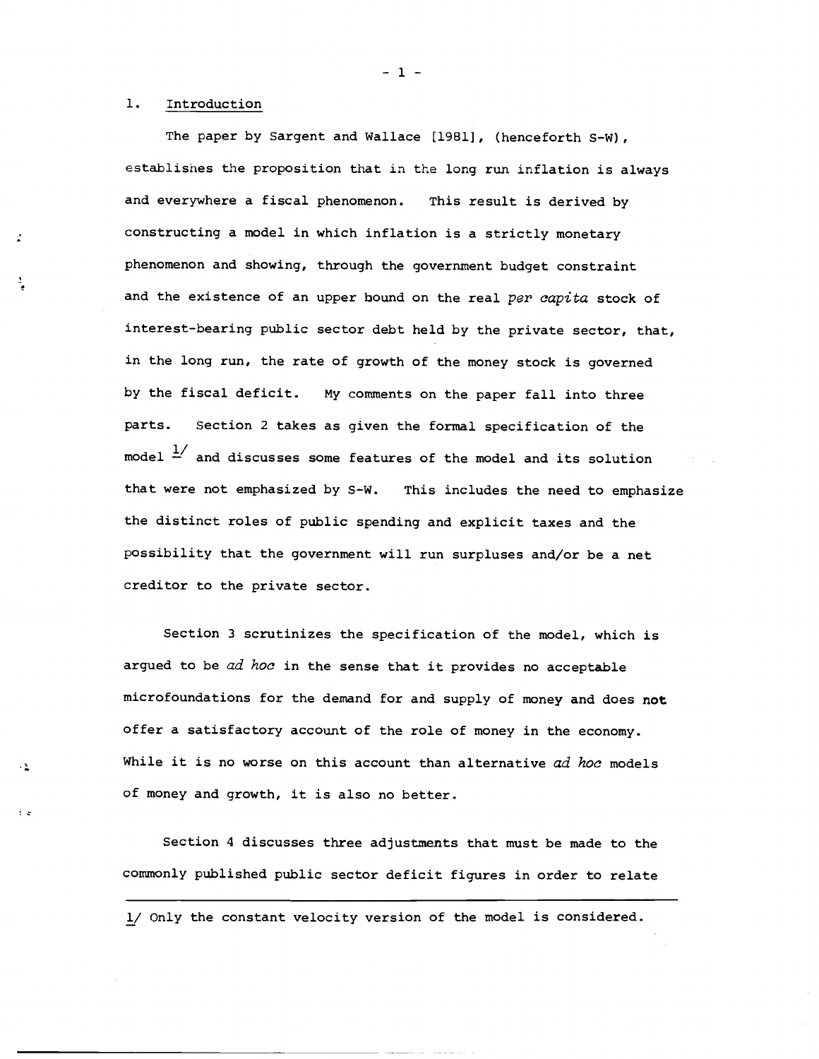## 1. Introduction

The paper by Sargent and Wallace [1981], (henceforth S-W), establishes the proposition that in the long run inflation is always and everywhere a fiscal phenomenon. This result is derived by constructing a model in which inflation is a strictly monetary phenomenon and showing, through the government budget constraint and the existence of an upper bound on the real *per capita* stock of interest-bearing public sector debt held by the private sector, that, in the long run, the rate of growth of the money stock is governed by the fiscal deficit. My comments on the paper fall into three parts. Section 2 takes as given the formal specification of the model [1/] and discusses some features of the model and its solution that were not emphasized by S-W. This includes the need to emphasize the distinct roles of public spending and explicit taxes and the possibility that the government will run surpluses and/or be a net creditor to the private sector.

Section 3 scrutinizes the specification of the model, which is argued to be *ad hoc* in the sense that it provides no acceptable microfoundations for the demand for and supply of money and does **not** offer a satisfactory account of the role of money in the economy. While it is no worse on this account than alternative *ad hoc* models of money and growth, it is also no better.

Section 4 discusses three adjustments that must be made to the commonly published public sector deficit figures in order to relate

---

1/ Only the constant velocity version of the model is considered.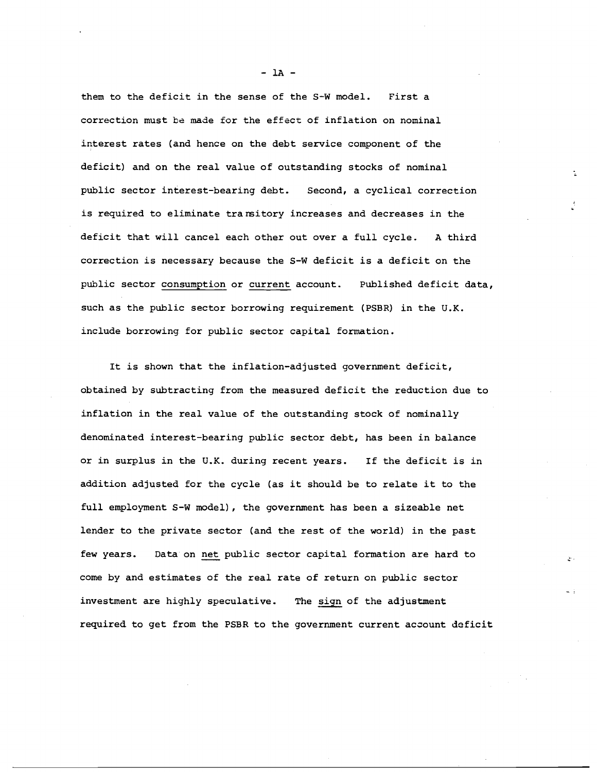them to the deficit in the sense of the S-W model. First a correction must be made for the effect of inflation on nominal interest rates (and hence on the debt service component of the deficit) and on the real value of outstanding stocks of nominal public sector interest-bearing debt. Second, a cyclical correction is required to eliminate transitory increases and decreases in the deficit that will cancel each other out over a full cycle. A third correction is necessary because the S-W deficit is a deficit on the public sector <u>consumption</u> or <u>current</u> account. Published deficit data, such as the public sector borrowing requirement (PSBR) in the U.K. include borrowing for public sector capital formation.

It is shown that the inflation-adjusted government deficit, obtained by subtracting from the measured deficit the reduction due to inflation in the real value of the outstanding stock of nominally denominated interest-bearing public sector debt, has been in balance or in surplus in the U.K. during recent years. If the deficit is in addition adjusted for the cycle (as it should be to relate it to the full employment S-W model), the government has been a sizeable net lender to the private sector (and the rest of the world) in the past few years. Data on <u>net</u> public sector capital formation are hard to come by and estimates of the real rate of return on public sector investment are highly speculative. The <u>sign</u> of the adjustment required to get from the PSBR to the government current account deficit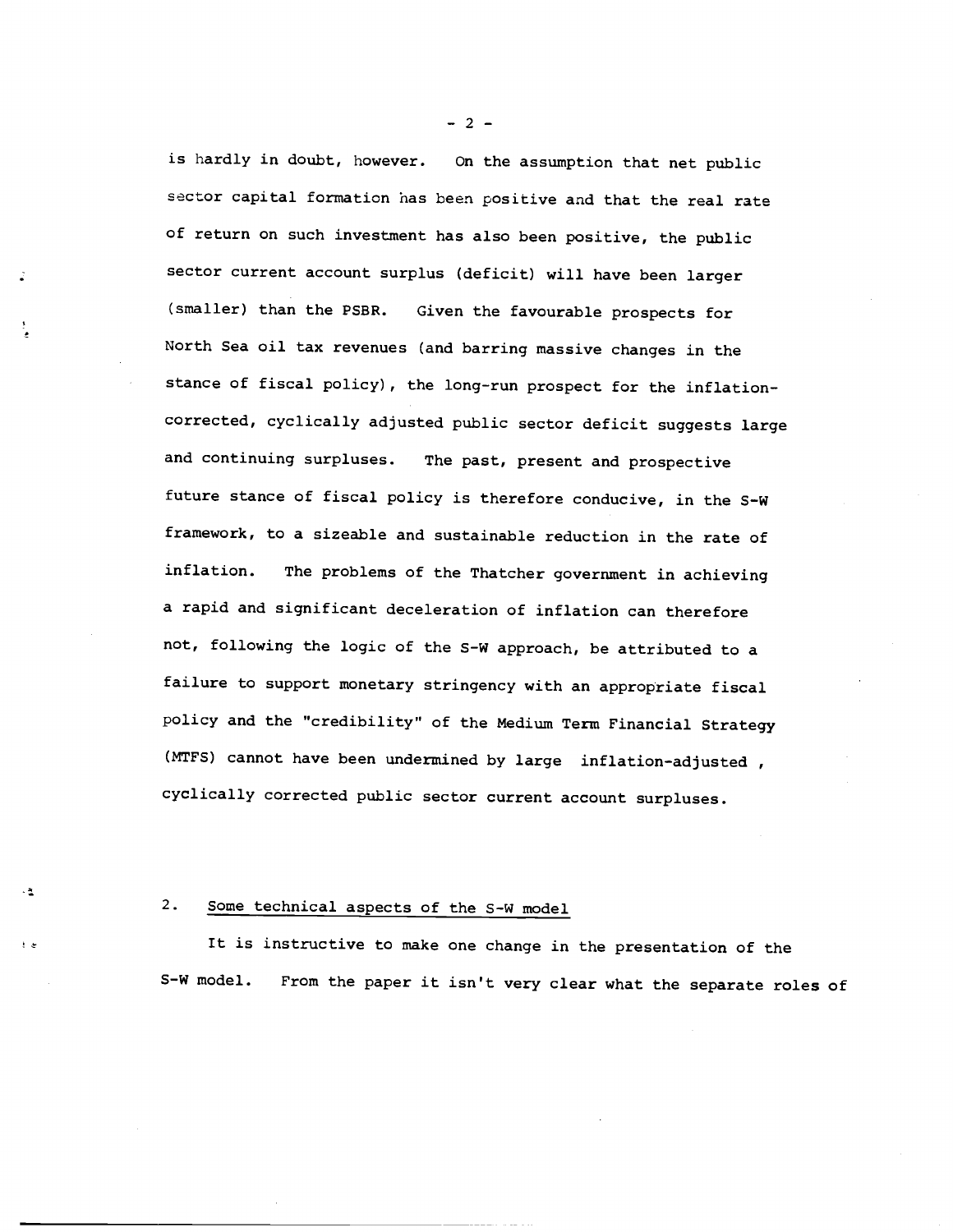is hardly in doubt, however. On the assumption that net public sector capital formation has been positive and that the real rate of return on such investment has also been positive, the public sector current account surplus (deficit) will have been larger (smaller) than the PSBR. Given the favourable prospects for North Sea oil tax revenues (and barring massive changes in the stance of fiscal policy), the long-run prospect for the inflation-corrected, cyclically adjusted public sector deficit suggests large and continuing surpluses. The past, present and prospective future stance of fiscal policy is therefore conducive, in the S-W framework, to a sizeable and sustainable reduction in the rate of inflation. The problems of the Thatcher government in achieving a rapid and significant deceleration of inflation can therefore not, following the logic of the S-W approach, be attributed to a failure to support monetary stringency with an appropriate fiscal policy and the "credibility" of the Medium Term Financial Strategy (MTFS) cannot have been undermined by large inflation-adjusted, cyclically corrected public sector current account surpluses.

## 2. Some technical aspects of the S-W model

It is instructive to make one change in the presentation of the S-W model. From the paper it isn't very clear what the separate roles of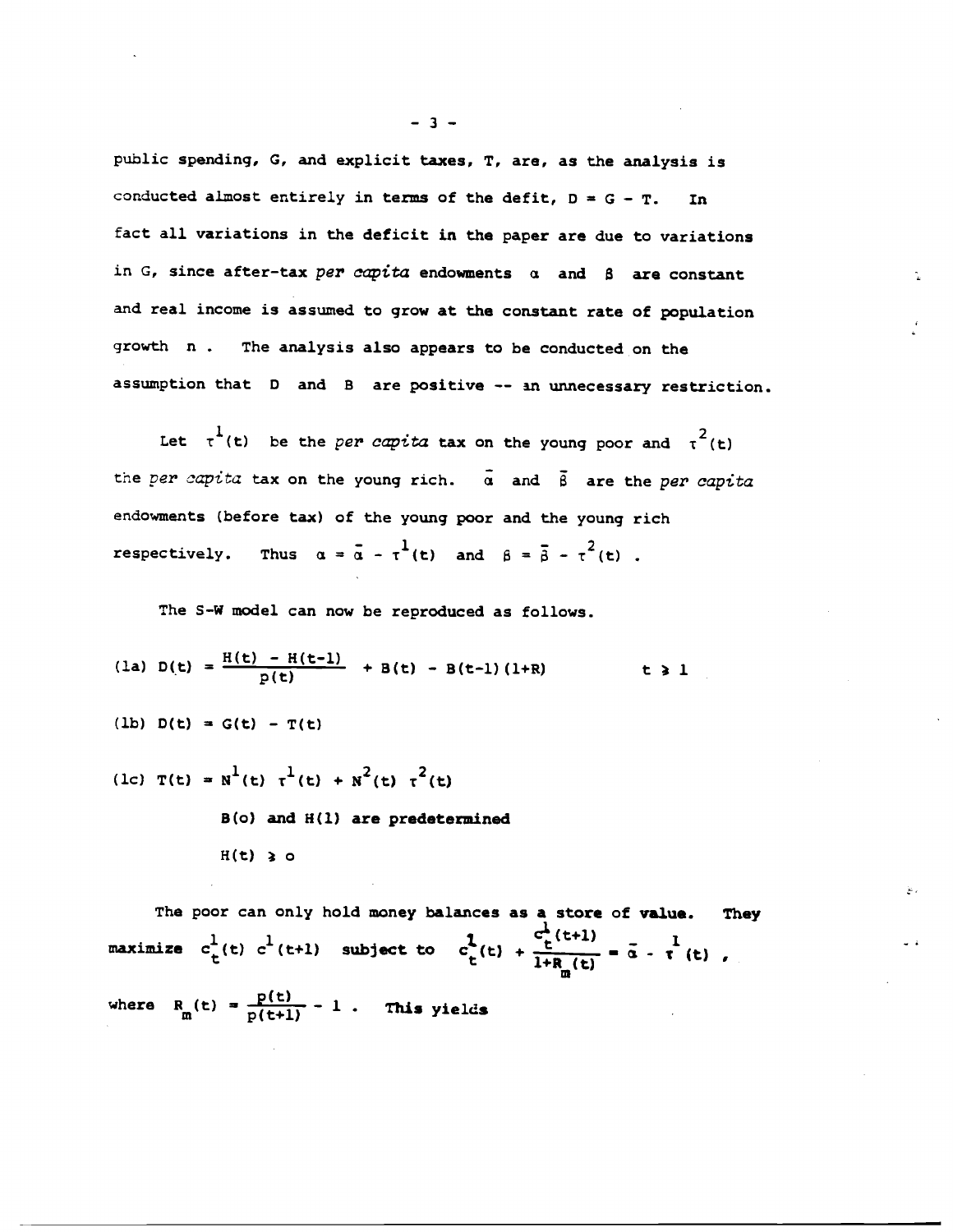public spending, G, and explicit taxes, T, are, as the analysis is conducted almost entirely in terms of the defit, $D = G - T$. In fact all variations in the deficit in the paper are due to variations in G, since after-tax *per capita* endowments $\alpha$ and $\beta$ are constant and real income is assumed to grow at the constant rate of population growth $n$. The analysis also appears to be conducted on the assumption that D and B are positive -- an unnecessary restriction.

Let $\tau^1(t)$ be the *per capita* tax on the young poor and $\tau^2(t)$ the *per capita* tax on the young rich. $\bar{\alpha}$ and $\bar{\beta}$ are the *per capita* endowments (before tax) of the young poor and the young rich respectively. Thus $\alpha = \bar{\alpha} - \tau^1(t)$ and $\beta = \bar{\beta} - \tau^2(t)$.

The S-W model can now be reproduced as follows.

$$\text{(1a)} \quad D(t) = \frac{H(t) - H(t-1)}{p(t)} + B(t) - B(t-1)(1+R) \qquad t \geq 1$$

$$\text{(1b)} \quad D(t) = G(t) - T(t)$$

$$\text{(1c)} \quad T(t) = N^1(t)\,\tau^1(t) + N^2(t)\,\tau^2(t)$$

**B(o) and H(1) are predetermined**

$H(t) \geq o$

The poor can only hold money balances as a store of value. They maximize $c_t^1(t)\, c_t^1(t+1)$ subject to $c_t^1(t) + \frac{c_t^1(t+1)}{1+R_m(t)} = \bar{\alpha} - \tau^1(t)$, where $R_m(t) = \frac{p(t)}{p(t+1)} - 1$. This yields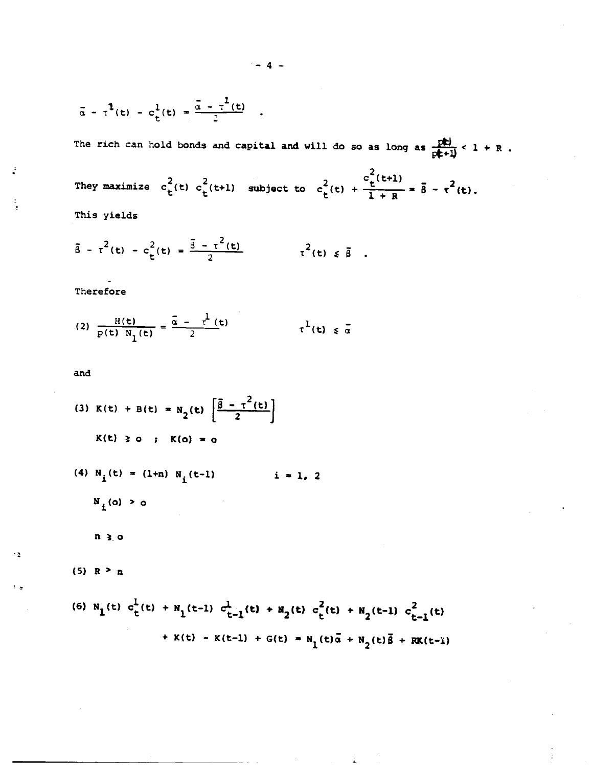$$\bar{\alpha} - \tau^1(t) - c_t^1(t) = \frac{\bar{\alpha} - \tau^1(t)}{2} \quad .$$

The rich can hold bonds and capital and will do so as long as $\frac{p(t)}{p(t+1)} < 1 + R$ .

They maximize $c_t^2(t)\ c_t^2(t+1)$ subject to $c_t^2(t) + \frac{c_t^2(t+1)}{1 + R} = \bar{\beta} - \tau^2(t)$.

This yields

$$\bar{\beta} - \tau^2(t) - c_t^2(t) = \frac{\bar{\beta} - \tau^2(t)}{2} \qquad \tau^2(t) \leq \bar{\beta} \quad .$$

Therefore

$$(2) \quad \frac{H(t)}{p(t)\ N_1(t)} = \frac{\bar{\alpha} - \tau^1(t)}{2} \qquad \tau^1(t) \leq \bar{\alpha}$$

and

$$(3) \quad K(t) + B(t) = N_2(t) \left[\frac{\bar{\beta} - \tau^2(t)}{2}\right]$$

$$K(t) \geq 0 \quad ; \quad K(0) = 0$$

$$(4) \quad N_i(t) = (1+n)\ N_i(t-1) \qquad i = 1,\ 2$$

$$N_i(0) > 0$$

$$n \geq 0$$

$$(5) \quad R > n$$

$$(6) \quad N_1(t)\ c_t^1(t) + N_1(t-1)\ c_{t-1}^1(t) + N_2(t)\ c_t^2(t) + N_2(t-1)\ c_{t-1}^2(t)$$

$$+ K(t) - K(t-1) + G(t) = N_1(t)\bar{\alpha} + N_2(t)\bar{\beta} + RK(t-1)$$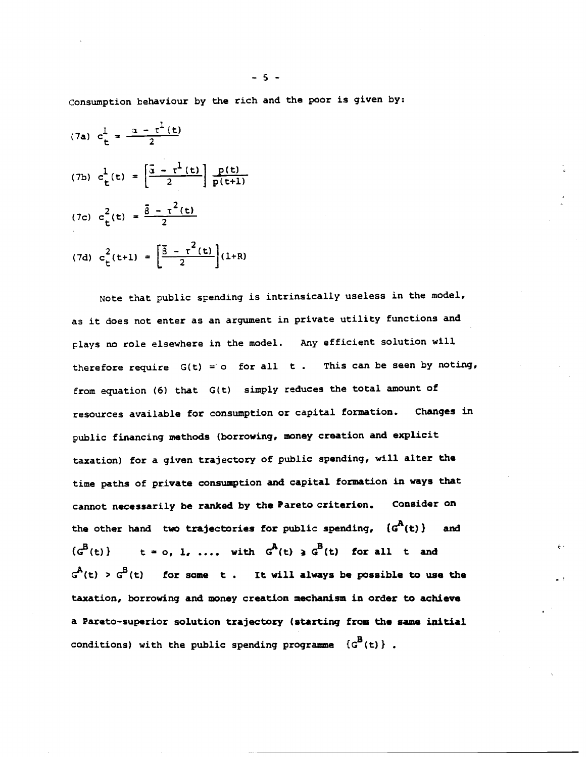Consumption behaviour by the rich and the poor is given by:

$$\text{(7a)} \quad c_t^1 = \frac{\bar{\alpha} - \tau^1(t)}{2}$$

$$\text{(7b)} \quad c_t^1(t) = \left[\frac{\bar{\alpha} - \tau^1(t)}{2}\right] \frac{p(t)}{p(t+1)}$$

$$\text{(7c)} \quad c_t^2(t) = \frac{\bar{\beta} - \tau^2(t)}{2}$$

$$\text{(7d)} \quad c_t^2(t+1) = \left[\frac{\bar{\beta} - \tau^2(t)}{2}\right](1+R)$$

Note that public spending is intrinsically useless in the model, as it does not enter as an argument in private utility functions and plays no role elsewhere in the model. Any efficient solution will therefore require $G(t) = o$ for all $t$. This can be seen by noting, from equation (6) that $G(t)$ simply reduces the total amount of resources available for consumption or capital formation. Changes in public financing methods (borrowing, money creation and explicit taxation) for a given trajectory of public spending, will alter the time paths of private consumption and capital formation in ways that cannot necessarily be ranked by the Pareto criterion. Consider on the other hand two trajectories for public spending, $\{G^A(t)\}$ and $\{G^B(t)\}$ $t = o, 1, \ldots$ with $G^A(t) \geq G^B(t)$ for all $t$ and $G^A(t) > G^B(t)$ for some $t$. It will always be possible to use the taxation, borrowing and money creation mechanism in order to achieve a Pareto-superior solution trajectory (starting from the same initial conditions) with the public spending programme $\{G^B(t)\}$.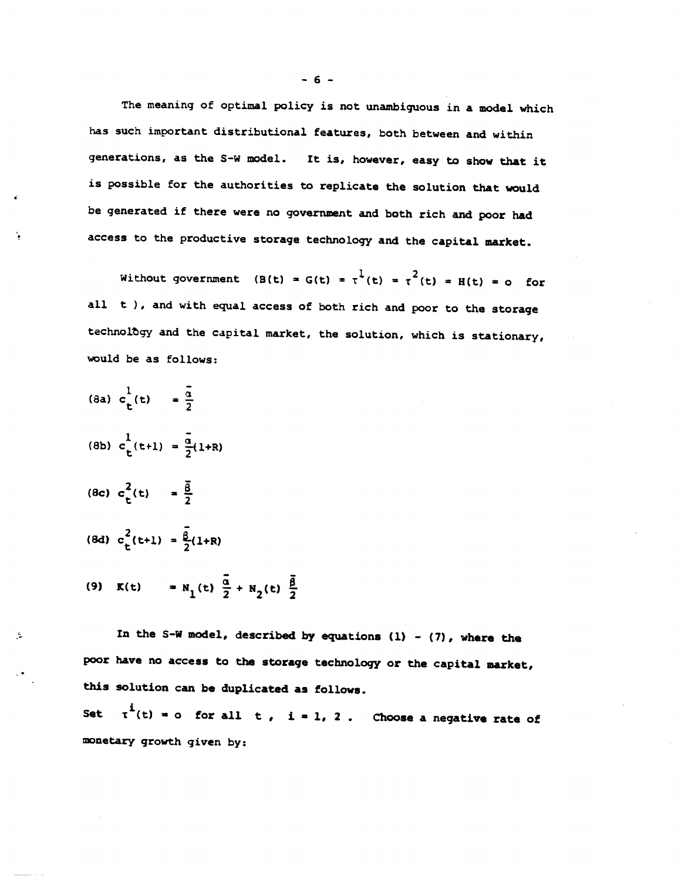The meaning of optimal policy is not unambiguous in a model which has such important distributional features, both between and within generations, as the S-W model. It is, however, easy to show that it is possible for the authorities to replicate the solution that would be generated if there were no government and both rich and poor had access to the productive storage technology and the capital market.

Without government ($B(t) = G(t) = \tau^1(t) = \tau^2(t) = H(t) = o$ for all $t$), and with equal access of both rich and poor to the storage technology and the capital market, the solution, which is stationary, would be as follows:

$$\text{(8a)} \quad c_t^1(t) = \frac{\bar{\alpha}}{2}$$

$$\text{(8b)} \quad c_t^1(t+1) = \frac{\bar{\alpha}}{2}(1+R)$$

$$\text{(8c)} \quad c_t^2(t) = \frac{\bar{\beta}}{2}$$

$$\text{(8d)} \quad c_t^2(t+1) = \frac{\bar{\beta}}{2}(1+R)$$

$$\text{(9)} \quad K(t) = N_1(t)\,\frac{\bar{\alpha}}{2} + N_2(t)\,\frac{\bar{\beta}}{2}$$

In the S-W model, described by equations (1) - (7), where the poor have no access to the storage technology or the capital market, this solution can be duplicated as follows.

Set $\tau^i(t) = o$ for all $t$, $i = 1, 2$. Choose a negative rate of monetary growth given by: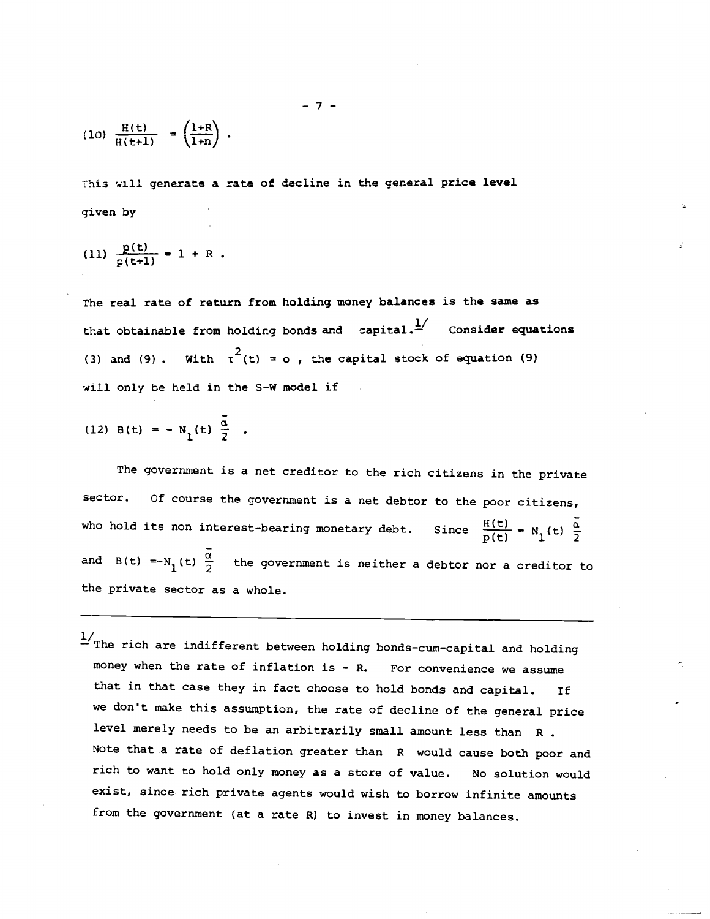$$(10)\quad \frac{H(t)}{H(t+1)} = \left(\frac{1+R}{1+n}\right) .$$

This will generate a rate of decline in the general price level given by

$$(11)\quad \frac{p(t)}{p(t+1)} = 1 + R .$$

The real rate of return from holding money balances is the same as that obtainable from holding bonds and capital.[1] Consider equations (3) and (9). With $\tau^2(t) = 0$, the capital stock of equation (9) will only be held in the S-W model if

$$(12)\quad B(t) = - N_1(t) \frac{\bar{\alpha}}{2} .$$

The government is a net creditor to the rich citizens in the private sector. Of course the government is a net debtor to the poor citizens, who hold its non interest-bearing monetary debt. Since $\frac{H(t)}{p(t)} = N_1(t) \frac{\bar{\alpha}}{2}$ and $B(t) = -N_1(t) \frac{\bar{\alpha}}{2}$ the government is neither a debtor nor a creditor to the private sector as a whole.

---

[1] The rich are indifferent between holding bonds-cum-capital and holding money when the rate of inflation is $-R$. For convenience we assume that in that case they in fact choose to hold bonds and capital. If we don't make this assumption, the rate of decline of the general price level merely needs to be an arbitrarily small amount less than $R$. Note that a rate of deflation greater than $R$ would cause both poor and rich to want to hold only money as a store of value. No solution would exist, since rich private agents would wish to borrow infinite amounts from the government (at a rate $R$) to invest in money balances.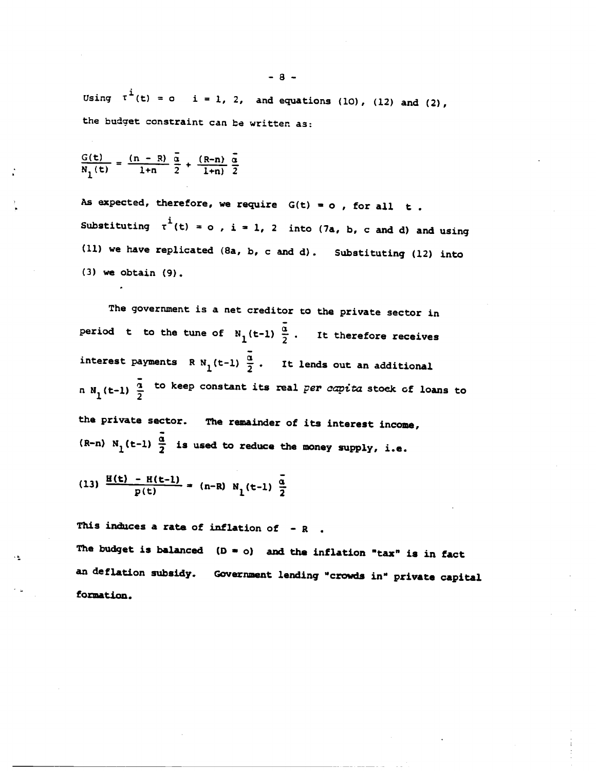Using $\tau^i(t) = o \quad i = 1, 2,$ and equations (10), (12) and (2), the budget constraint can be written as:

$$\frac{G(t)}{N_1(t)} = \frac{(n - R)}{1+n} \frac{\bar{\alpha}}{2} + \frac{(R-n)}{1+n)} \frac{\bar{\alpha}}{2}$$

As expected, therefore, we require $G(t) = o$ , for all $t$ . Substituting $\tau^i(t) = o$ , $i = 1, 2$ into (7a, b, c and d) and using (11) we have replicated (8a, b, c and d). Substituting (12) into (3) we obtain (9).

The government is a net creditor to the private sector in period $t$ to the tune of $N_1(t-1) \frac{\bar{\alpha}}{2}$ . It therefore receives interest payments $R\, N_1(t-1) \frac{\bar{\alpha}}{2}$ . It lends out an additional $n\, N_1(t-1) \frac{\bar{\alpha}}{2}$ to keep constant its real *per capita* stock of loans to the private sector. The remainder of its interest income, $(R-n)\, N_1(t-1) \frac{\bar{\alpha}}{2}$ is used to reduce the money supply, i.e.

$$(13) \quad \frac{H(t) - H(t-1)}{p(t)} = (n-R)\, N_1(t-1) \frac{\bar{\alpha}}{2}$$

This induces a rate of inflation of $-R$ .

The budget is balanced $(D = o)$ and the inflation "tax" is in fact an deflation subsidy. Government lending "crowds in" private capital formation.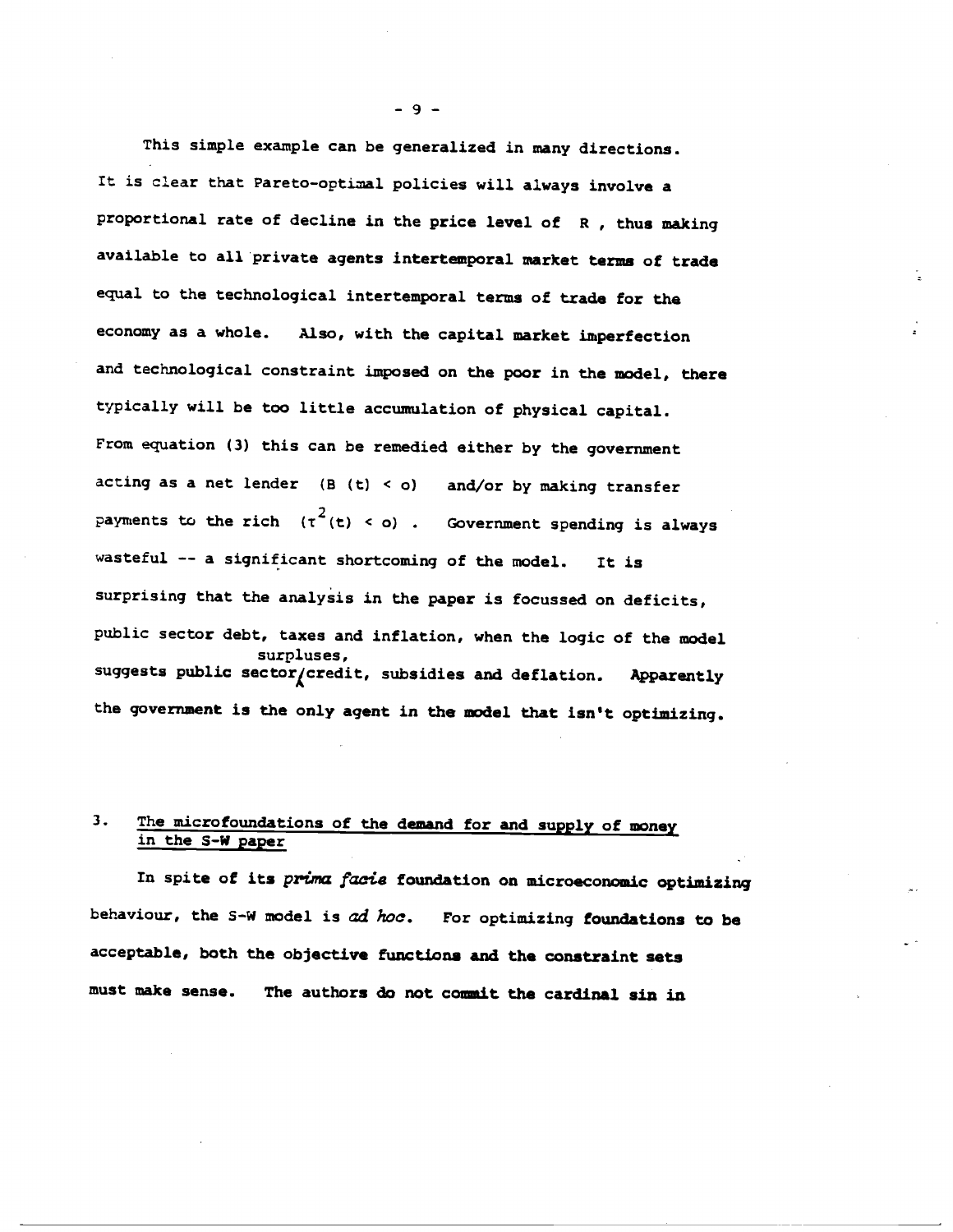This simple example can be generalized in many directions. It is clear that Pareto-optimal policies will always involve a proportional rate of decline in the price level of R, thus making available to all private agents intertemporal market terms of trade equal to the technological intertemporal terms of trade for the economy as a whole. Also, with the capital market imperfection and technological constraint imposed on the poor in the model, there typically will be too little accumulation of physical capital. From equation (3) this can be remedied either by the government acting as a net lender $(B(t) < o)$ and/or by making transfer payments to the rich $(\tau^2(t) < o)$. Government spending is always wasteful -- a significant shortcoming of the model. It is surprising that the analysis in the paper is focussed on deficits, public sector debt, taxes and inflation, when the logic of the model suggests public sector surpluses, credit, subsidies and deflation. Apparently the government is the only agent in the model that isn't optimizing.

## 3. The microfoundations of the demand for and supply of money in the S-W paper

In spite of its *prima facie* foundation on microeconomic optimizing behaviour, the S-W model is *ad hoc*. For optimizing foundations to be acceptable, both the objective functions and the constraint sets must make sense. The authors do not commit the cardinal sin in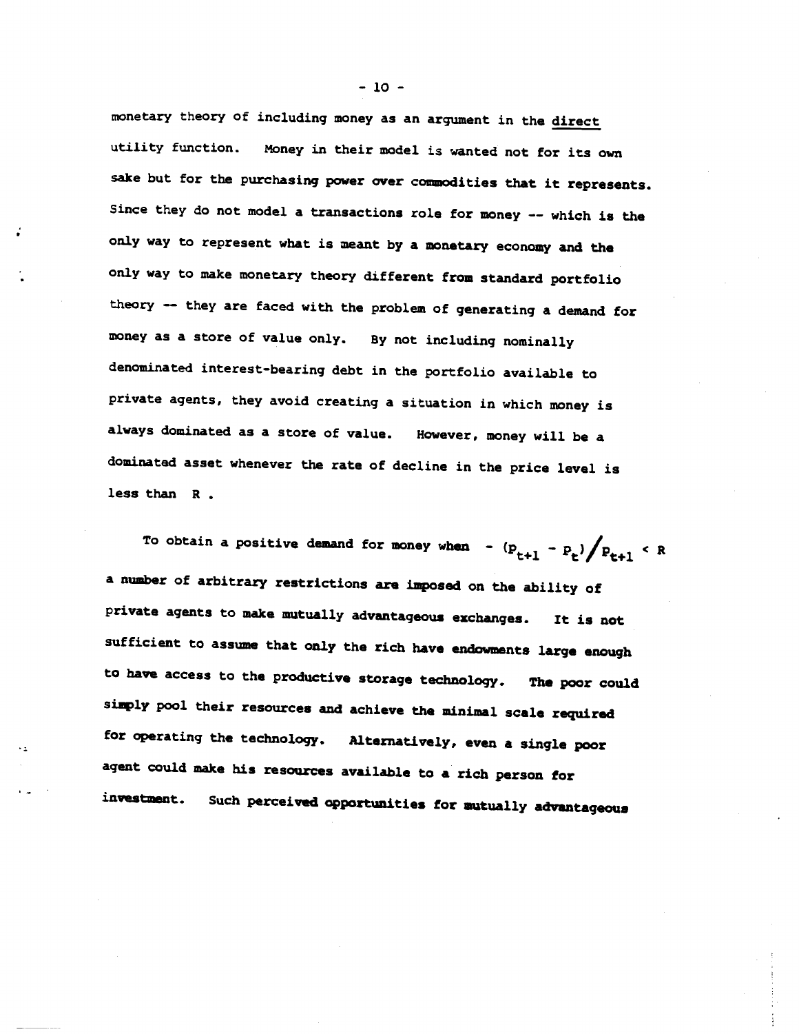monetary theory of including money as an argument in the <u>direct</u> utility function. Money in their model is wanted not for its own sake but for the purchasing power over commodities that it represents. Since they do not model a transactions role for money -- which is the only way to represent what is meant by a monetary economy and the only way to make monetary theory different from standard portfolio theory -- they are faced with the problem of generating a demand for money as a store of value only. By not including nominally denominated interest-bearing debt in the portfolio available to private agents, they avoid creating a situation in which money is always dominated as a store of value. However, money will be a dominated asset whenever the rate of decline in the price level is less than $R$ .

To obtain a positive demand for money when $-(p_{t+1} - p_t)/p_{t+1} < R$ a number of arbitrary restrictions are imposed on the ability of private agents to make mutually advantageous exchanges. It is not sufficient to assume that only the rich have endowments large enough to have access to the productive storage technology. The poor could simply pool their resources and achieve the minimal scale required for operating the technology. Alternatively, even a single poor agent could make his resources available to a rich person for investment. Such perceived opportunities for mutually advantageous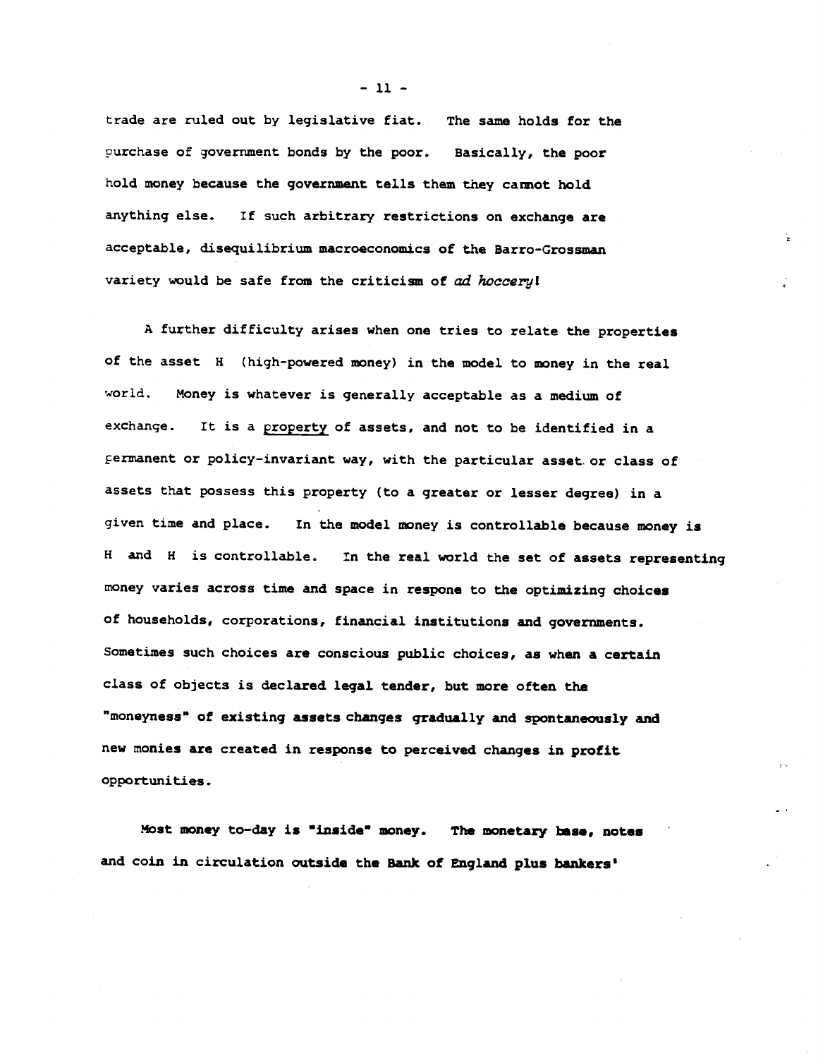trade are ruled out by legislative fiat. The same holds for the purchase of government bonds by the poor. Basically, the poor hold money because the government tells them they cannot hold anything else. If such arbitrary restrictions on exchange are acceptable, disequilibrium macroeconomics of the Barro-Grossman variety would be safe from the criticism of *ad hoccery*!

A further difficulty arises when one tries to relate the properties of the asset H (high-powered money) in the model to money in the real world. Money is whatever is generally acceptable as a medium of exchange. It is a property of assets, and not to be identified in a permanent or policy-invariant way, with the particular asset or class of assets that possess this property (to a greater or lesser degree) in a given time and place. In the model money is controllable because money is H and H is controllable. In the real world the set of assets representing money varies across time and space in respone to the optimizing choices of households, corporations, financial institutions and governments. Sometimes such choices are conscious public choices, as when a certain class of objects is declared legal tender, but more often the "moneyness" of existing assets changes gradually and spontaneously and new monies are created in response to perceived changes in profit opportunities.

Most money to-day is "inside" money. The monetary base, notes and coin in circulation outside the Bank of England plus bankers'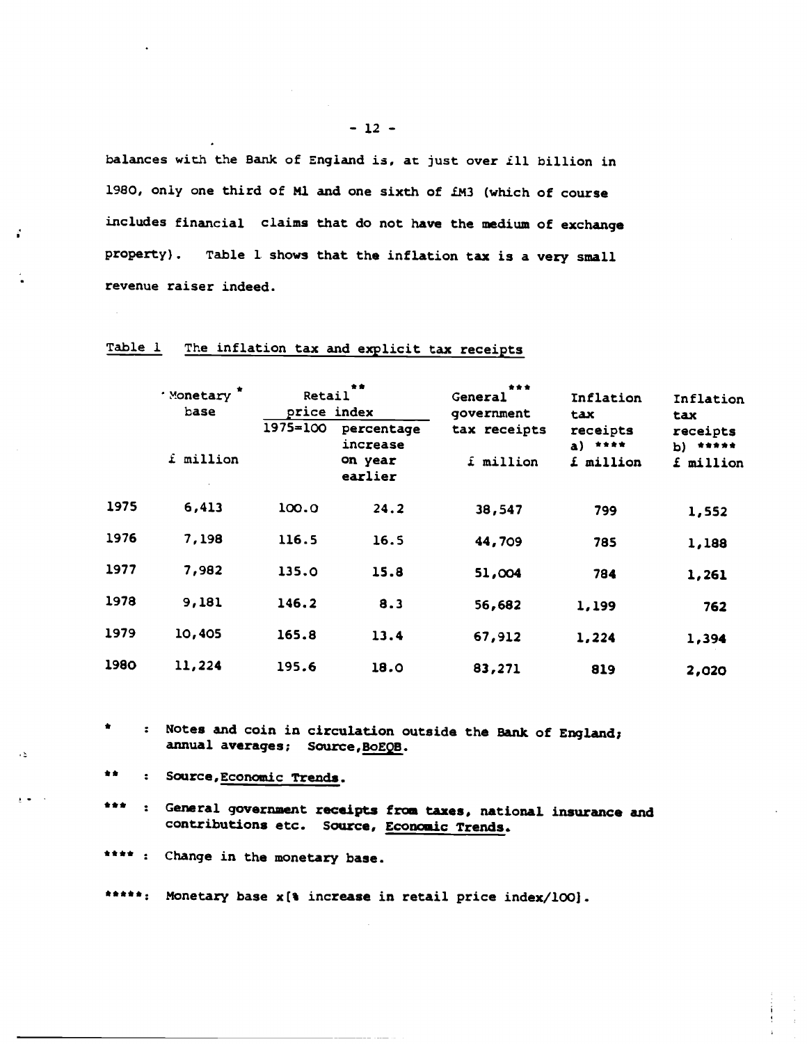balances with the Bank of England is, at just over £11 billion in 1980, only one third of M1 and one sixth of £M3 (which of course includes financial claims that do not have the medium of exchange property). Table 1 shows that the inflation tax is a very small revenue raiser indeed.

Table 1 The inflation tax and explicit tax receipts

| | Monetary base * | Retail price index ** | | General government tax receipts *** | Inflation tax receipts a) **** | Inflation tax receipts b) ***** |
|---|---|---|---|---|---|---|
| | £ million | 1975=100 | percentage increase on year earlier | £ million | £ million | £ million |
| 1975 | 6,413 | 100.0 | 24.2 | 38,547 | 799 | 1,552 |
| 1976 | 7,198 | 116.5 | 16.5 | 44,709 | 785 | 1,188 |
| 1977 | 7,982 | 135.0 | 15.8 | 51,004 | 784 | 1,261 |
| 1978 | 9,181 | 146.2 | 8.3 | 56,682 | 1,199 | 762 |
| 1979 | 10,405 | 165.8 | 13.4 | 67,912 | 1,224 | 1,394 |
| 1980 | 11,224 | 195.6 | 18.0 | 83,271 | 819 | 2,020 |

* : Notes and coin in circulation outside the Bank of England; annual averages; Source, BoEQB.

** : Source, Economic Trends.

*** : General government receipts from taxes, national insurance and contributions etc. Source, Economic Trends.

**** : Change in the monetary base.

*****: Monetary base x[% increase in retail price index/100].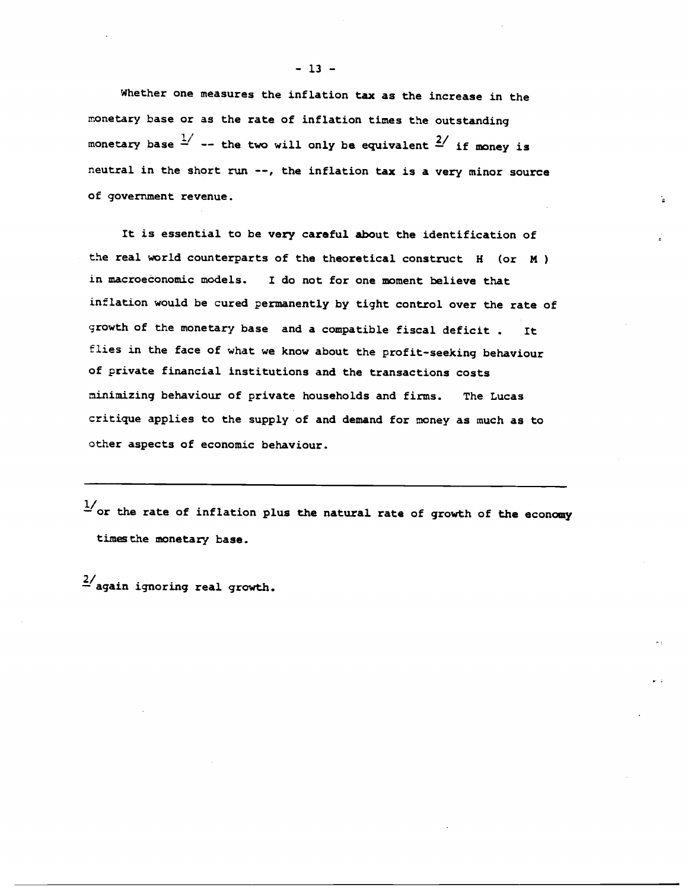Whether one measures the inflation tax as the increase in the monetary base or as the rate of inflation times the outstanding monetary base [1] -- the two will only be equivalent [2] if money is neutral in the short run --, the inflation tax is a very minor source of government revenue.

It is essential to be very careful about the identification of the real world counterparts of the theoretical construct $H$ (or $M$) in macroeconomic models. I do not for one moment believe that inflation would be cured permanently by tight control over the rate of growth of the monetary base and a compatible fiscal deficit . It flies in the face of what we know about the profit-seeking behaviour of private financial institutions and the transactions costs minimizing behaviour of private households and firms. The Lucas critique applies to the supply of and demand for money as much as to other aspects of economic behaviour.

---

[1] or the rate of inflation plus the natural rate of growth of the economy times the monetary base.

[2] again ignoring real growth.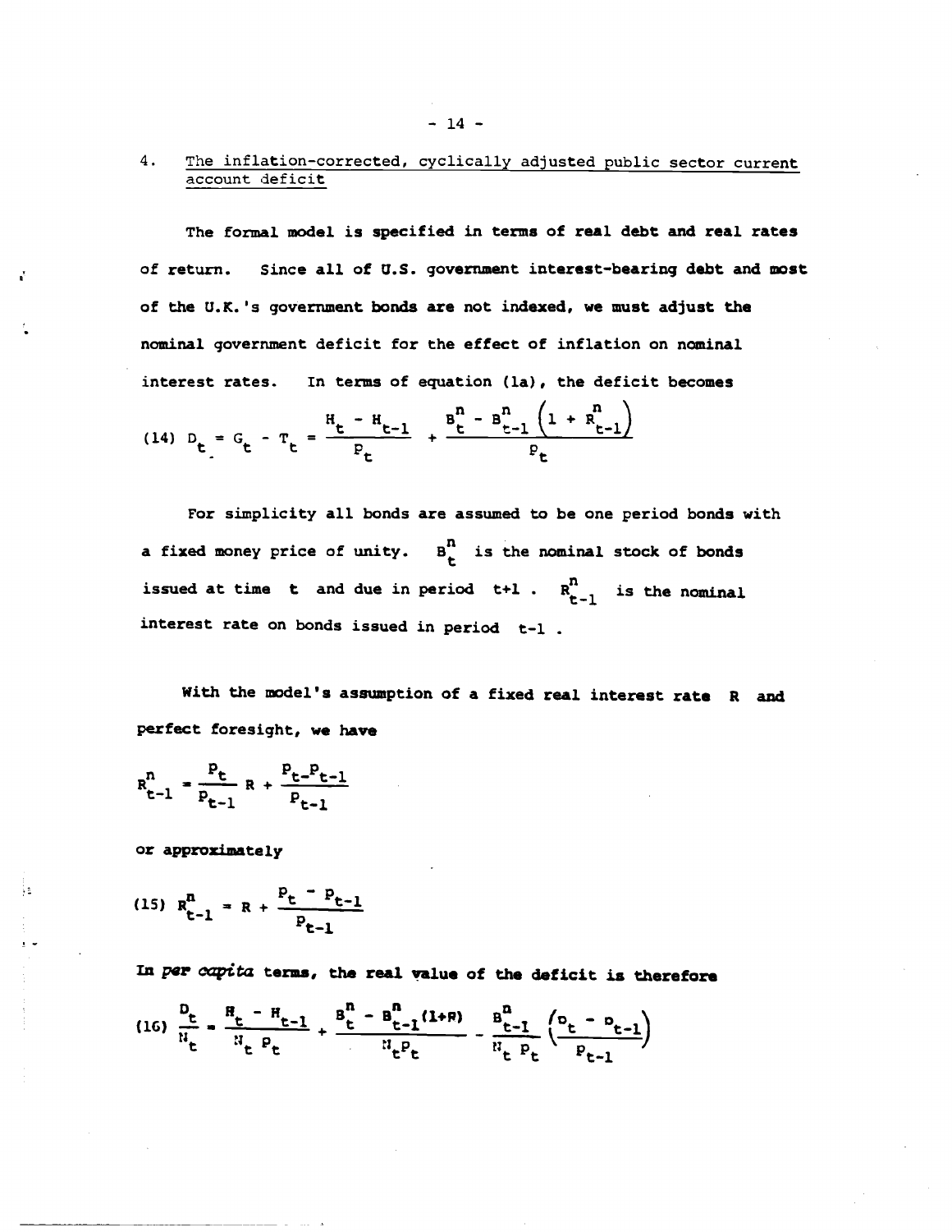## 4. The inflation-corrected, cyclically adjusted public sector current account deficit

The formal model is specified in terms of real debt and real rates of return. Since all of U.S. government interest-bearing debt and most of the U.K.'s government bonds are not indexed, we must adjust the nominal government deficit for the effect of inflation on nominal interest rates. In terms of equation (1a), the deficit becomes

$$(14)\quad D_t = G_t - T_t = \frac{H_t - H_{t-1}}{P_t} + \frac{B^n_t - B^n_{t-1}\left(1 + R^n_{t-1}\right)}{P_t}$$

For simplicity all bonds are assumed to be one period bonds with a fixed money price of unity. $B^n_t$ is the nominal stock of bonds issued at time $t$ and due in period $t+1$. $R^n_{t-1}$ is the nominal interest rate on bonds issued in period $t-1$.

With the model's assumption of a fixed real interest rate $R$ and perfect foresight, we have

$$R^n_{t-1} = \frac{P_t}{P_{t-1}} R + \frac{P_t - P_{t-1}}{P_{t-1}}$$

or approximately

$$(15)\quad R^n_{t-1} = R + \frac{P_t - P_{t-1}}{P_{t-1}}$$

In *per capita* terms, the real value of the deficit is therefore

$$(16)\quad \frac{D_t}{N_t} = \frac{H_t - H_{t-1}}{N_t P_t} + \frac{B^n_t - B^n_{t-1}(1+R)}{N_t P_t} - \frac{B^n_{t-1}}{N_t P_t}\left(\frac{P_t - P_{t-1}}{P_{t-1}}\right)$$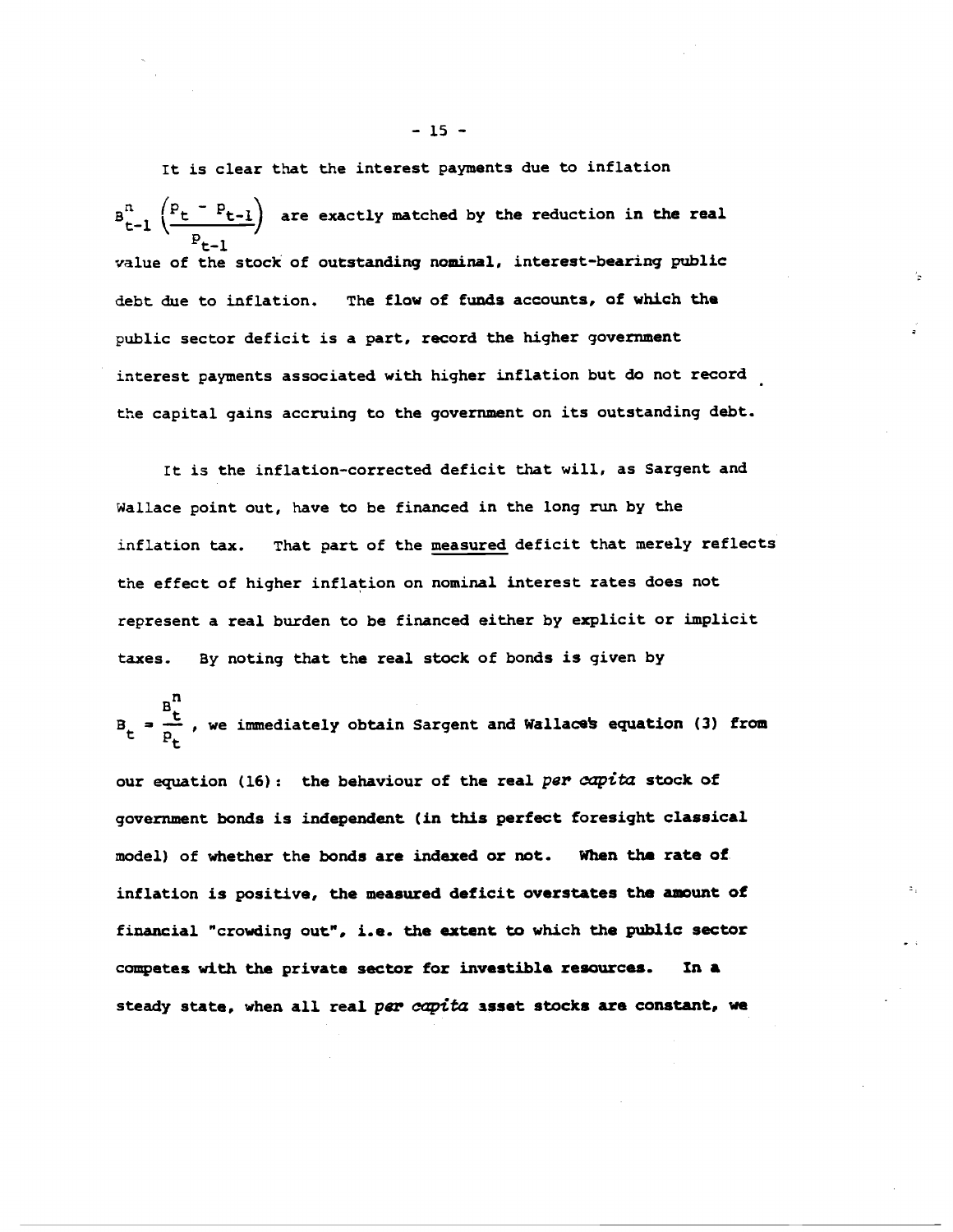It is clear that the interest payments due to inflation $B^n_{t-1}\left(\frac{P_t - P_{t-1}}{P_{t-1}}\right)$ are exactly matched by the reduction in the real value of the stock of outstanding nominal, interest-bearing public debt due to inflation. The flow of funds accounts, of which the public sector deficit is a part, record the higher government interest payments associated with higher inflation but do not record the capital gains accruing to the government on its outstanding debt.

It is the inflation-corrected deficit that will, as Sargent and Wallace point out, have to be financed in the long run by the inflation tax. That part of the measured deficit that merely reflects the effect of higher inflation on nominal interest rates does not represent a real burden to be financed either by explicit or implicit taxes. By noting that the real stock of bonds is given by

$B_t = \frac{B^n_t}{P_t}$, we immediately obtain Sargent and Wallace's equation (3) from our equation (16): the behaviour of the real *per capita* stock of government bonds is independent (in this perfect foresight classical model) of whether the bonds are indexed or not. When the rate of inflation is positive, the measured deficit overstates the amount of financial "crowding out", i.e. the extent to which the public sector competes with the private sector for investible resources. In a steady state, when all real *per capita* asset stocks are constant, we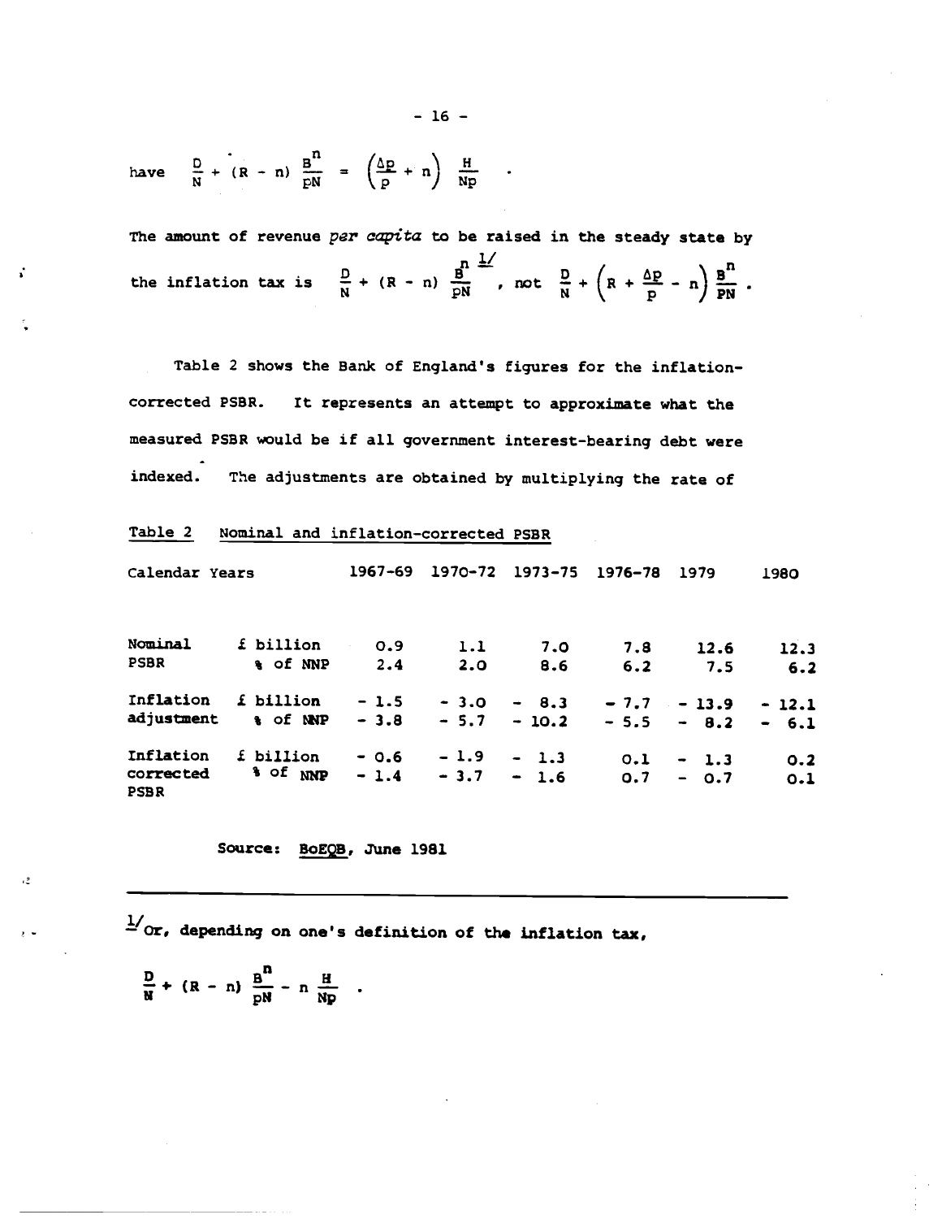have $\frac{D}{N} + (R - n) \frac{B^n}{pN} = \left(\frac{\Delta p}{p} + n\right) \frac{H}{Np}$ .

The amount of revenue *per capita* to be raised in the steady state by the inflation tax is $\frac{D}{N} + (R - n) \frac{B^n}{pN}$ [1/], not $\frac{D}{N} + \left(R + \frac{\Delta p}{p} - n\right) \frac{B^n}{PN}$ .

Table 2 shows the Bank of England's figures for the inflation-corrected PSBR. It represents an attempt to approximate what the measured PSBR would be if all government interest-bearing debt were indexed. The adjustments are obtained by multiplying the rate of

Table 2 Nominal and inflation-corrected PSBR

| Calendar Years | | 1967-69 | 1970-72 | 1973-75 | 1976-78 | 1979 | 1980 |
|---|---|---|---|---|---|---|---|
| Nominal PSBR | £ billion | 0.9 | 1.1 | 7.0 | 7.8 | 12.6 | 12.3 |
| | % of NNP | 2.4 | 2.0 | 8.6 | 6.2 | 7.5 | 6.2 |
| Inflation adjustment | £ billion | - 1.5 | - 3.0 | - 8.3 | - 7.7 | - 13.9 | - 12.1 |
| | % of NNP | - 3.8 | - 5.7 | - 10.2 | - 5.5 | - 8.2 | - 6.1 |
| Inflation corrected PSBR | £ billion | - 0.6 | - 1.9 | - 1.3 | 0.1 | - 1.3 | 0.2 |
| | % of NNP | - 1.4 | - 3.7 | - 1.6 | 0.7 | - 0.7 | 0.1 |

Source: BoEQB, June 1981

---

[1/] Or, depending on one's definition of the inflation tax,

$\frac{D}{N} + (R - n) \frac{B^n}{pN} - n \frac{H}{Np}$ .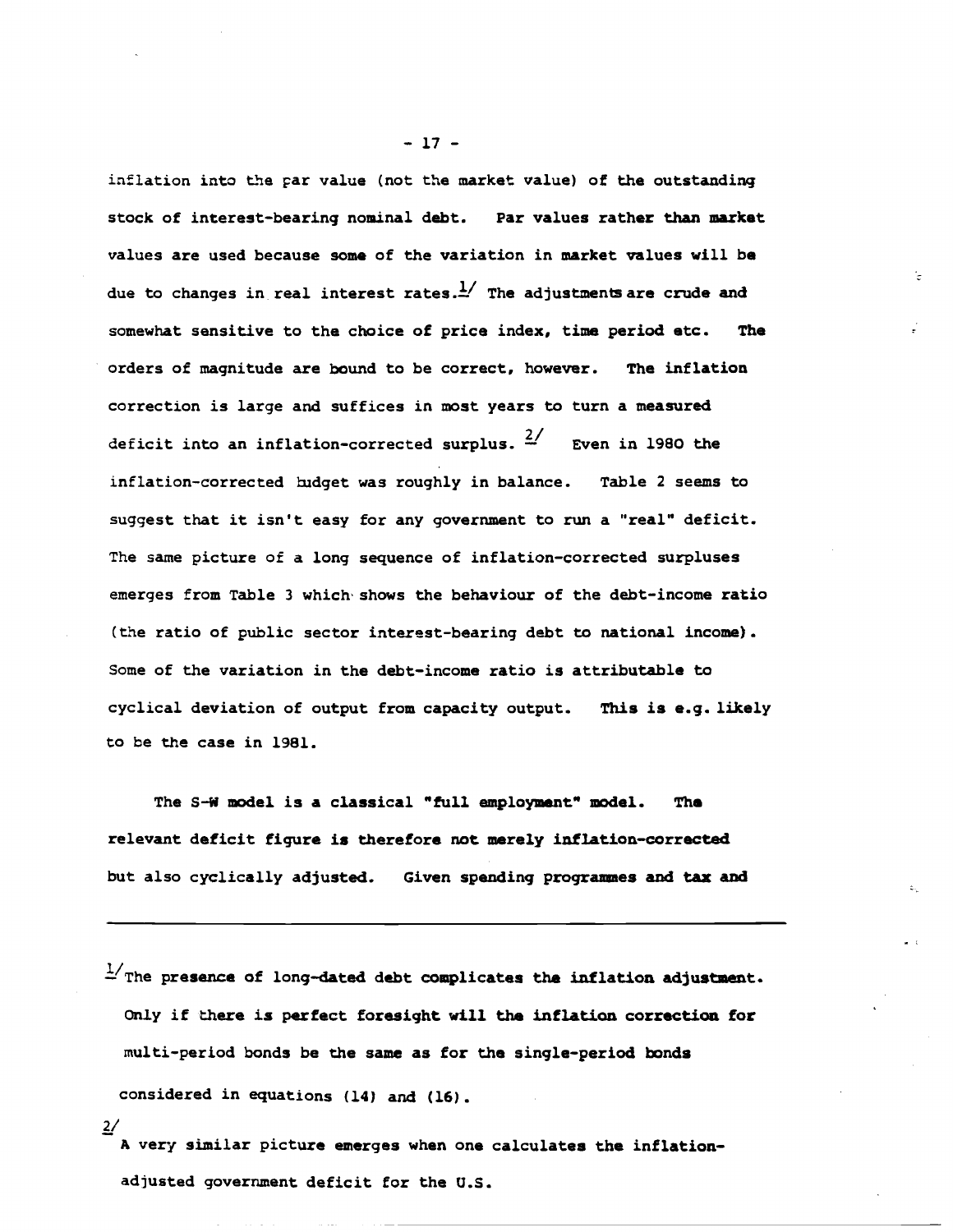inflation into the par value (not the market value) of the outstanding stock of interest-bearing nominal debt. Par values rather than market values are used because some of the variation in market values will be due to changes in real interest rates.[1] The adjustments are crude and somewhat sensitive to the choice of price index, time period etc. The orders of magnitude are bound to be correct, however. The inflation correction is large and suffices in most years to turn a measured deficit into an inflation-corrected surplus.[2] Even in 1980 the inflation-corrected budget was roughly in balance. Table 2 seems to suggest that it isn't easy for any government to run a "real" deficit. The same picture of a long sequence of inflation-corrected surpluses emerges from Table 3 which shows the behaviour of the debt-income ratio (the ratio of public sector interest-bearing debt to national income). Some of the variation in the debt-income ratio is attributable to cyclical deviation of output from capacity output. This is e.g. likely to be the case in 1981.

The S-W model is a classical "full employment" model. The relevant deficit figure is therefore not merely inflation-corrected but also cyclically adjusted. Given spending programmes and tax and

---

[1] The presence of long-dated debt complicates the inflation adjustment. Only if there is perfect foresight will the inflation correction for multi-period bonds be the same as for the single-period bonds considered in equations (14) and (16).

[2] A very similar picture emerges when one calculates the inflation-adjusted government deficit for the U.S.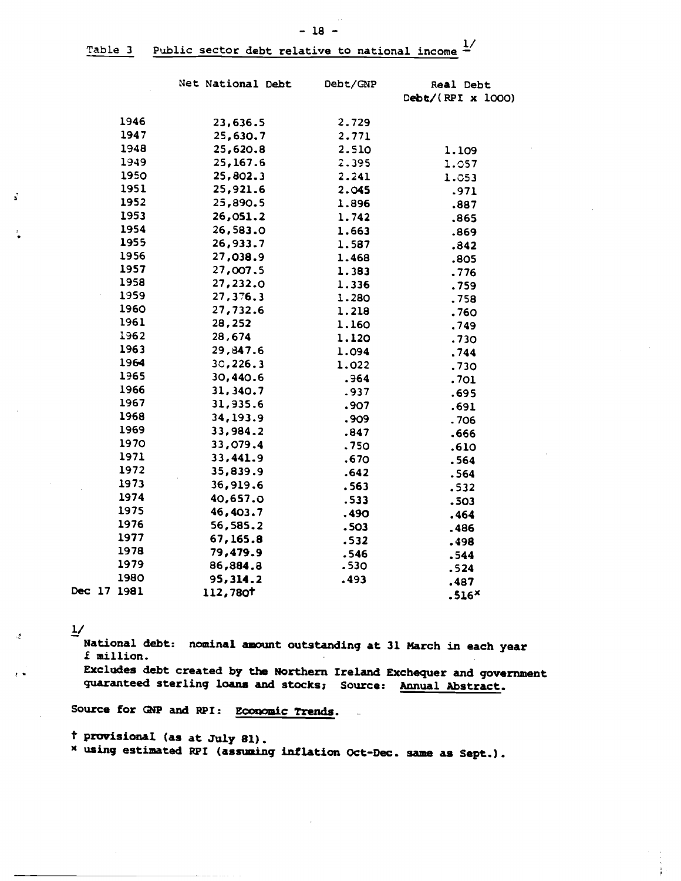## Table 3  Public sector debt relative to national income [1/]

| | Net National Debt | Debt/GNP | Real Debt Debt/(RPI x 1000) |
|---|---|---|---|
| 1946 | 23,636.5 | 2.729 | |
| 1947 | 25,630.7 | 2.771 | |
| 1948 | 25,620.8 | 2.510 | 1.109 |
| 1949 | 25,167.6 | 2.395 | 1.057 |
| 1950 | 25,802.3 | 2.241 | 1.053 |
| 1951 | 25,921.6 | 2.045 | .971 |
| 1952 | 25,890.5 | 1.896 | .887 |
| 1953 | 26,051.2 | 1.742 | .865 |
| 1954 | 26,583.0 | 1.663 | .869 |
| 1955 | 26,933.7 | 1.587 | .842 |
| 1956 | 27,038.9 | 1.468 | .805 |
| 1957 | 27,007.5 | 1.383 | .776 |
| 1958 | 27,232.0 | 1.336 | .759 |
| 1959 | 27,376.3 | 1.280 | .758 |
| 1960 | 27,732.6 | 1.218 | .760 |
| 1961 | 28,252 | 1.160 | .749 |
| 1962 | 28,674 | 1.120 | .730 |
| 1963 | 29,847.6 | 1.094 | .744 |
| 1964 | 30,226.3 | 1.022 | .730 |
| 1965 | 30,440.6 | .964 | .701 |
| 1966 | 31,340.7 | .937 | .695 |
| 1967 | 31,935.6 | .907 | .691 |
| 1968 | 34,193.9 | .909 | .706 |
| 1969 | 33,984.2 | .847 | .666 |
| 1970 | 33,079.4 | .750 | .610 |
| 1971 | 33,441.9 | .670 | .564 |
| 1972 | 35,839.9 | .642 | .564 |
| 1973 | 36,919.6 | .563 | .532 |
| 1974 | 40,657.0 | .533 | .503 |
| 1975 | 46,403.7 | .490 | .464 |
| 1976 | 56,585.2 | .503 | .486 |
| 1977 | 67,165.8 | .532 | .498 |
| 1978 | 79,479.9 | .546 | .544 |
| 1979 | 86,884.8 | .530 | .524 |
| 1980 | 95,314.2 | .493 | .487 |
| Dec 17 1981 | 112,780† | | .516* |

[1/] National debt: nominal amount outstanding at 31 March in each year £ million.
Excludes debt created by the Northern Ireland Exchequer and government guaranteed sterling loans and stocks; Source: Annual Abstract.

Source for GNP and RPI: Economic Trends.

† provisional (as at July 81).
* using estimated RPI (assuming inflation Oct-Dec. same as Sept.).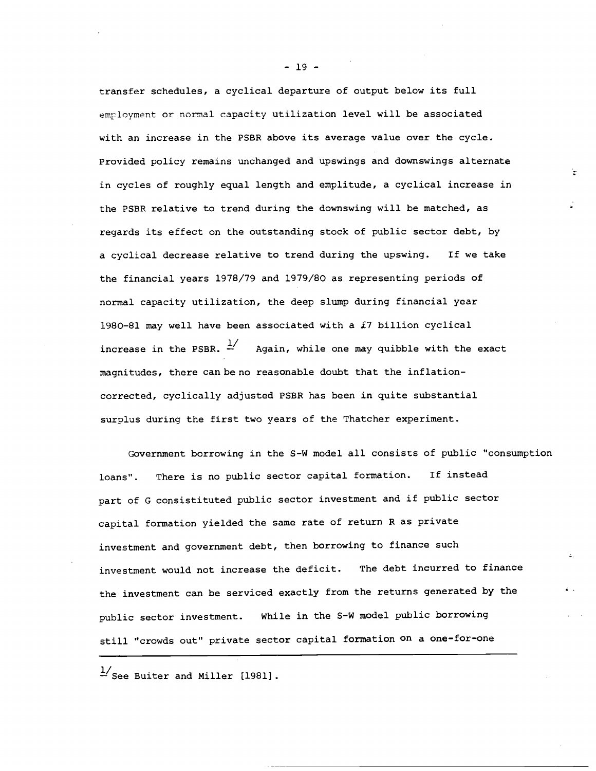transfer schedules, a cyclical departure of output below its full employment or normal capacity utilization level will be associated with an increase in the PSBR above its average value over the cycle. Provided policy remains unchanged and upswings and downswings alternate in cycles of roughly equal length and emplitude, a cyclical increase in the PSBR relative to trend during the downswing will be matched, as regards its effect on the outstanding stock of public sector debt, by a cyclical decrease relative to trend during the upswing. If we take the financial years 1978/79 and 1979/80 as representing periods of normal capacity utilization, the deep slump during financial year 1980-81 may well have been associated with a £7 billion cyclical increase in the PSBR. [1] Again, while one may quibble with the exact magnitudes, there can be no reasonable doubt that the inflation-corrected, cyclically adjusted PSBR has been in quite substantial surplus during the first two years of the Thatcher experiment.

Government borrowing in the S-W model all consists of public "consumption loans". There is no public sector capital formation. If instead part of G consistituted public sector investment and if public sector capital formation yielded the same rate of return R as private investment and government debt, then borrowing to finance such investment would not increase the deficit. The debt incurred to finance the investment can be serviced exactly from the returns generated by the public sector investment. While in the S-W model public borrowing still "crowds out" private sector capital formation on a one-for-one

[1] See Buiter and Miller [1981].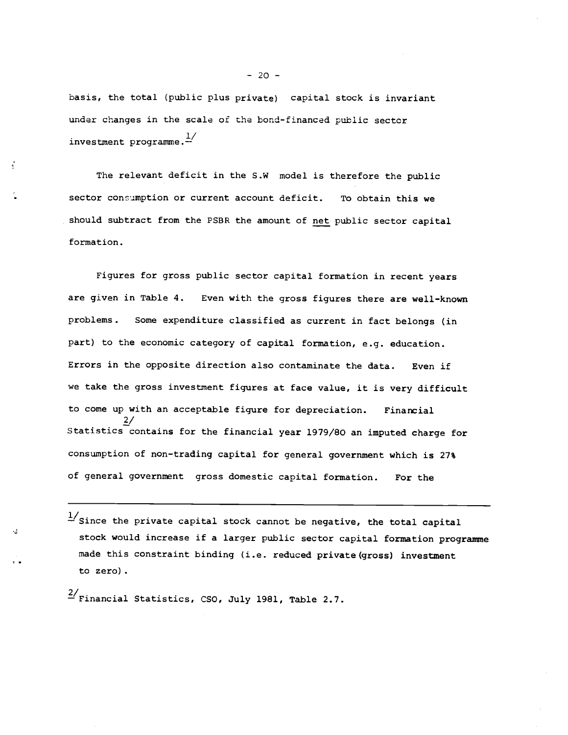basis, the total (public plus private) capital stock is invariant under changes in the scale of the bond-financed public sector investment programme.[1/]

The relevant deficit in the S.W model is therefore the public sector consumption or current account deficit. To obtain this we should subtract from the PSBR the amount of <u>net</u> public sector capital formation.

Figures for gross public sector capital formation in recent years are given in Table 4. Even with the gross figures there are well-known problems. Some expenditure classified as current in fact belongs (in part) to the economic category of capital formation, e.g. education. Errors in the opposite direction also contaminate the data. Even if we take the gross investment figures at face value, it is very difficult to come up with an acceptable figure for depreciation. Financial Statistics[2/] contains for the financial year 1979/80 an imputed charge for consumption of non-trading capital for general government which is 27% of general government gross domestic capital formation. For the

---

[1/] Since the private capital stock cannot be negative, the total capital stock would increase if a larger public sector capital formation programme made this constraint binding (i.e. reduced private (gross) investment to zero).

[2/] Financial Statistics, CSO, July 1981, Table 2.7.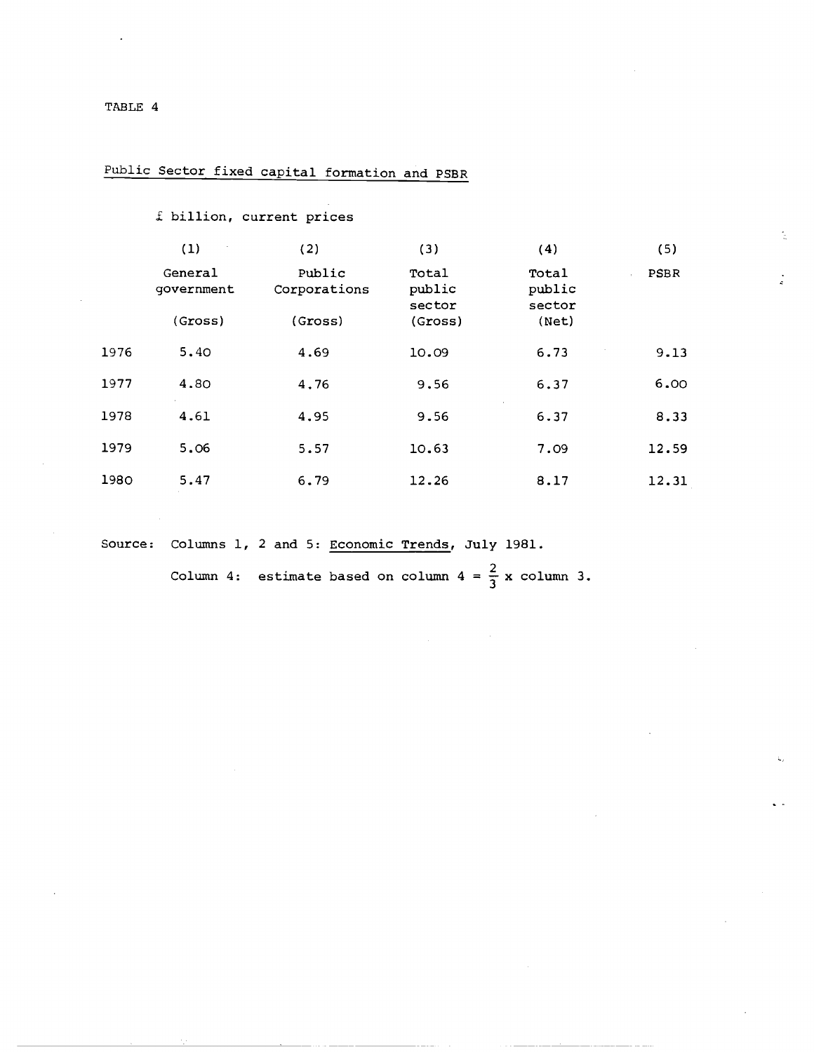TABLE 4

## Public Sector fixed capital formation and PSBR

£ billion, current prices

| | (1) General government (Gross) | (2) Public Corporations (Gross) | (3) Total public sector (Gross) | (4) Total public sector (Net) | (5) PSBR |
|---|---|---|---|---|---|
| 1976 | 5.40 | 4.69 | 10.09 | 6.73 | 9.13 |
| 1977 | 4.80 | 4.76 | 9.56 | 6.37 | 6.00 |
| 1978 | 4.61 | 4.95 | 9.56 | 6.37 | 8.33 |
| 1979 | 5.06 | 5.57 | 10.63 | 7.09 | 12.59 |
| 1980 | 5.47 | 6.79 | 12.26 | 8.17 | 12.31 |

Source: Columns 1, 2 and 5: Economic Trends, July 1981.

Column 4: estimate based on column 4 = $\frac{2}{3}$ x column 3.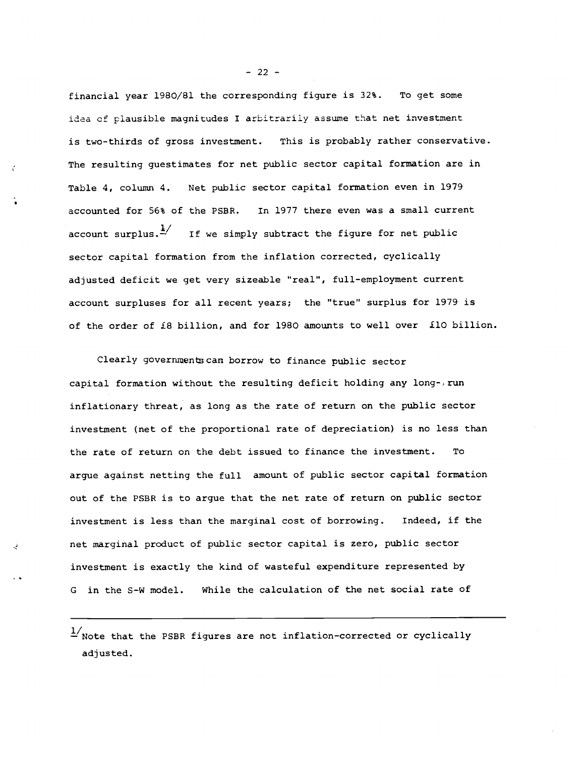financial year 1980/81 the corresponding figure is 32%. To get some idea of plausible magnitudes I arbitrarily assume that net investment is two-thirds of gross investment. This is probably rather conservative. The resulting guestimates for net public sector capital formation are in Table 4, column 4. Net public sector capital formation even in 1979 accounted for 56% of the PSBR. In 1977 there even was a small current account surplus.[1] If we simply subtract the figure for net public sector capital formation from the inflation corrected, cyclically adjusted deficit we get very sizeable "real", full-employment current account surpluses for all recent years; the "true" surplus for 1979 is of the order of £8 billion, and for 1980 amounts to well over £10 billion.

Clearly governments can borrow to finance public sector capital formation without the resulting deficit holding any long-run inflationary threat, as long as the rate of return on the public sector investment (net of the proportional rate of depreciation) is no less than the rate of return on the debt issued to finance the investment. To argue against netting the full amount of public sector capital formation out of the PSBR is to argue that the net rate of return on public sector investment is less than the marginal cost of borrowing. Indeed, if the net marginal product of public sector capital is zero, public sector investment is exactly the kind of wasteful expenditure represented by G in the S-W model. While the calculation of the net social rate of

---

[1] Note that the PSBR figures are not inflation-corrected or cyclically adjusted.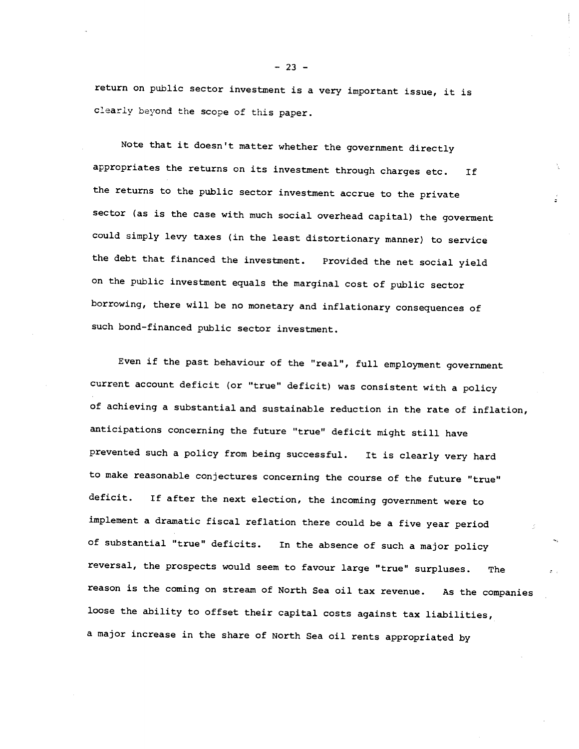return on public sector investment is a very important issue, it is clearly beyond the scope of this paper.

Note that it doesn't matter whether the government directly appropriates the returns on its investment through charges etc. If the returns to the public sector investment accrue to the private sector (as is the case with much social overhead capital) the goverment could simply levy taxes (in the least distortionary manner) to service the debt that financed the investment. Provided the net social yield on the public investment equals the marginal cost of public sector borrowing, there will be no monetary and inflationary consequences of such bond-financed public sector investment.

Even if the past behaviour of the "real", full employment government current account deficit (or "true" deficit) was consistent with a policy of achieving a substantial and sustainable reduction in the rate of inflation, anticipations concerning the future "true" deficit might still have prevented such a policy from being successful. It is clearly very hard to make reasonable conjectures concerning the course of the future "true" deficit. If after the next election, the incoming government were to implement a dramatic fiscal reflation there could be a five year period of substantial "true" deficits. In the absence of such a major policy reversal, the prospects would seem to favour large "true" surpluses. The reason is the coming on stream of North Sea oil tax revenue. As the companies loose the ability to offset their capital costs against tax liabilities, a major increase in the share of North Sea oil rents appropriated by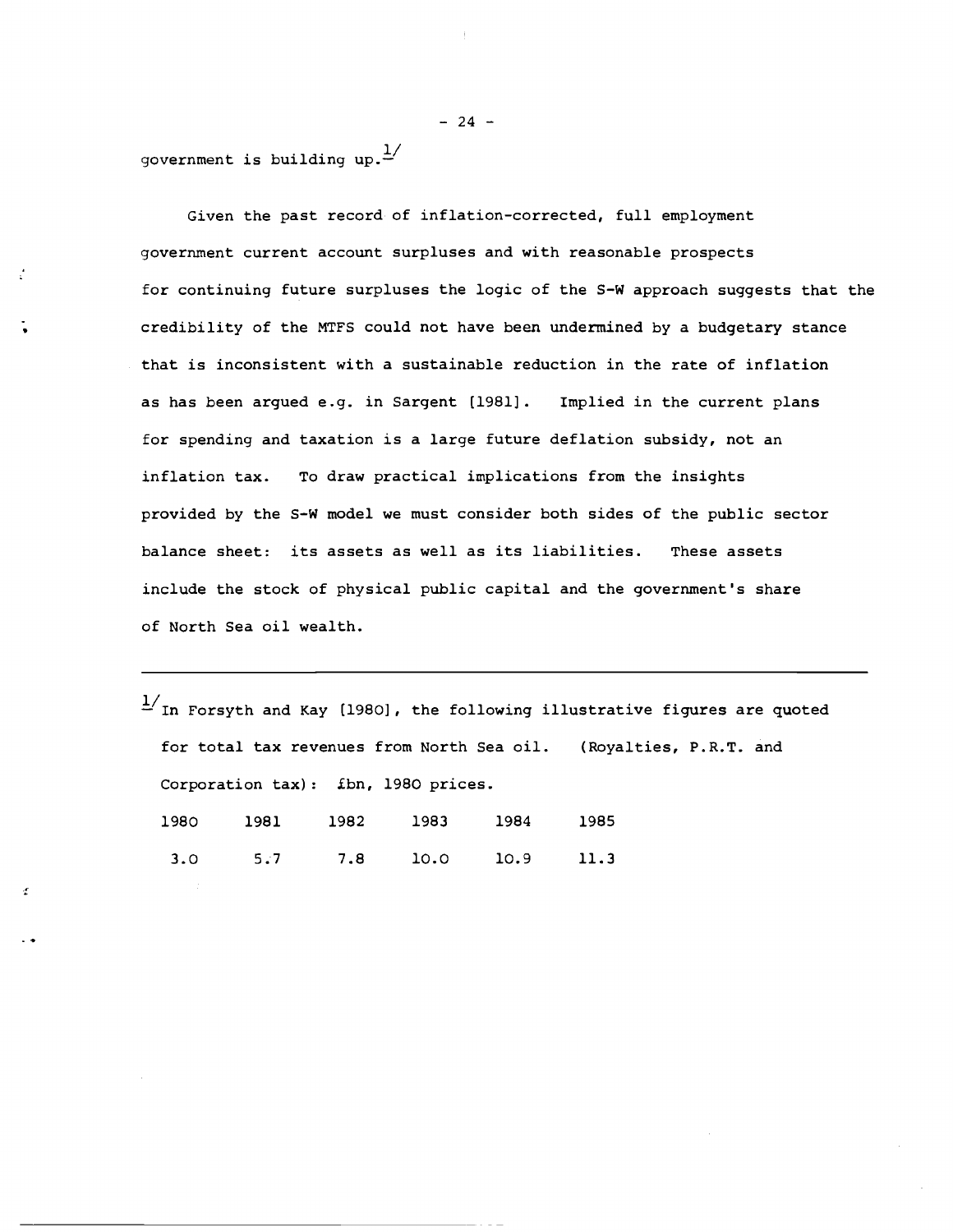government is building up.[1]

Given the past record of inflation-corrected, full employment government current account surpluses and with reasonable prospects for continuing future surpluses the logic of the S-W approach suggests that the credibility of the MTFS could not have been undermined by a budgetary stance that is inconsistent with a sustainable reduction in the rate of inflation as has been argued e.g. in Sargent [1981]. Implied in the current plans for spending and taxation is a large future deflation subsidy, not an inflation tax. To draw practical implications from the insights provided by the S-W model we must consider both sides of the public sector balance sheet: its assets as well as its liabilities. These assets include the stock of physical public capital and the government's share of North Sea oil wealth.

---

[1] In Forsyth and Kay [1980], the following illustrative figures are quoted for total tax revenues from North Sea oil. (Royalties, P.R.T. and Corporation tax): £bn, 1980 prices.

| 1980 | 1981 | 1982 | 1983 | 1984 | 1985 |
|---|---|---|---|---|---|
| 3.0 | 5.7 | 7.8 | 10.0 | 10.9 | 11.3 |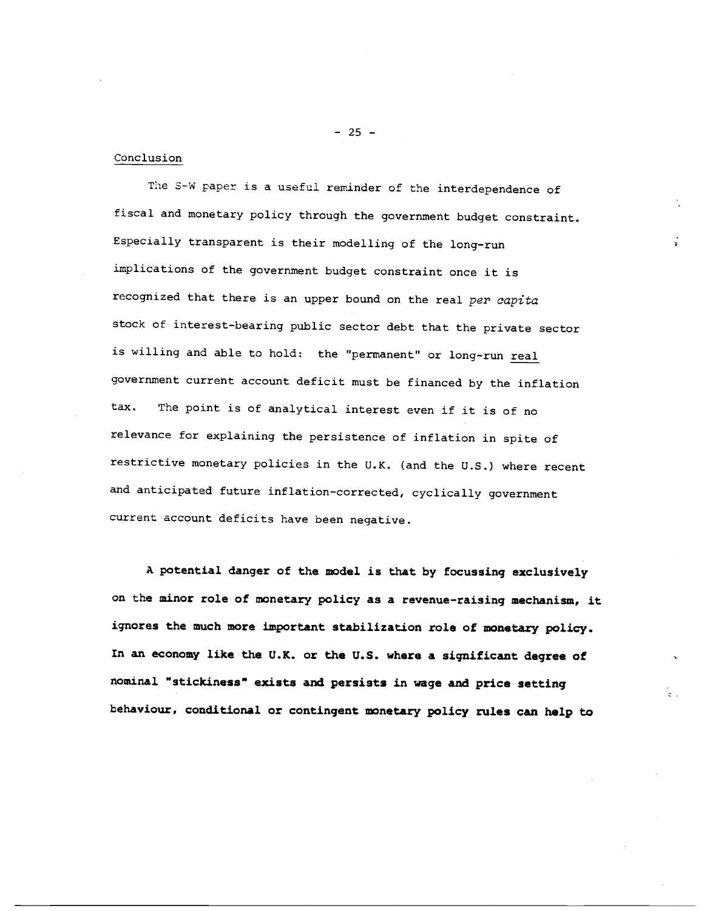## Conclusion

The S-W paper is a useful reminder of the interdependence of fiscal and monetary policy through the government budget constraint. Especially transparent is their modelling of the long-run implications of the government budget constraint once it is recognized that there is an upper bound on the real *per capita* stock of interest-bearing public sector debt that the private sector is willing and able to hold: the "permanent" or long-run real government current account deficit must be financed by the inflation tax. The point is of analytical interest even if it is of no relevance for explaining the persistence of inflation in spite of restrictive monetary policies in the U.K. (and the U.S.) where recent and anticipated future inflation-corrected, cyclically government current account deficits have been negative.

**A potential danger of the model is that by focussing exclusively on the minor role of monetary policy as a revenue-raising mechanism, it ignores the much more important stabilization role of monetary policy. In an economy like the U.K. or the U.S. where a significant degree of nominal "stickiness" exists and persists in wage and price setting behaviour, conditional or contingent monetary policy rules can help to**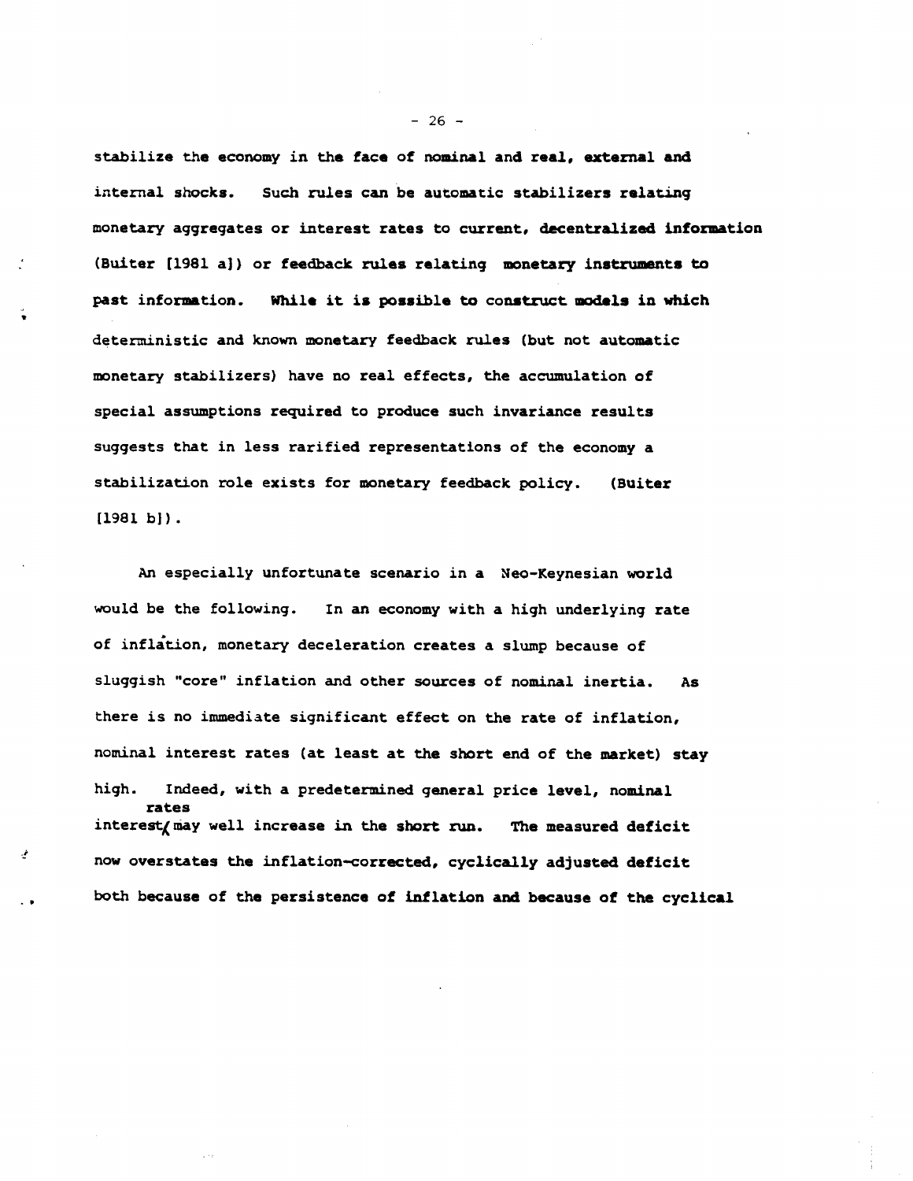stabilize the economy in the face of nominal and real, external and internal shocks. Such rules can be automatic stabilizers relating monetary aggregates or interest rates to current, decentralized information (Buiter [1981 a]) or feedback rules relating monetary instruments to past information. While it is possible to construct models in which deterministic and known monetary feedback rules (but not automatic monetary stabilizers) have no real effects, the accumulation of special assumptions required to produce such invariance results suggests that in less rarified representations of the economy a stabilization role exists for monetary feedback policy. (Buiter [1981 b]).

An especially unfortunate scenario in a Neo-Keynesian world would be the following. In an economy with a high underlying rate of inflation, monetary deceleration creates a slump because of sluggish "core" inflation and other sources of nominal inertia. As there is no immediate significant effect on the rate of inflation, nominal interest rates (at least at the short end of the market) stay high. Indeed, with a predetermined general price level, nominal interest rates may well increase in the short run. The measured deficit now overstates the inflation-corrected, cyclically adjusted deficit both because of the persistence of inflation and because of the cyclical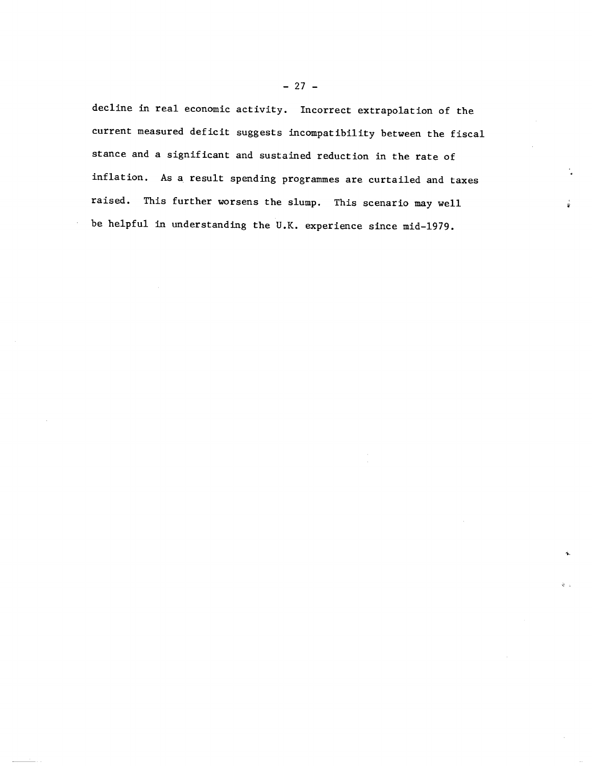decline in real economic activity. Incorrect extrapolation of the current measured deficit suggests incompatibility between the fiscal stance and a significant and sustained reduction in the rate of inflation. As a result spending programmes are curtailed and taxes raised. This further worsens the slump. This scenario may well be helpful in understanding the U.K. experience since mid-1979.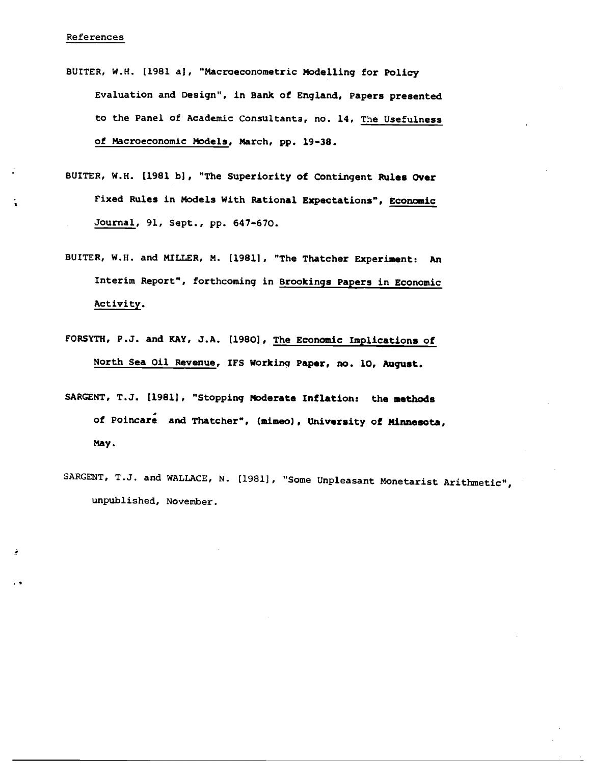## References

BUITER, W.H. [1981 a], "Macroeconometric Modelling for Policy Evaluation and Design", in Bank of England, Papers presented to the Panel of Academic Consultants, no. 14, The Usefulness of Macroeconomic Models, March, pp. 19-38.

BUITER, W.H. [1981 b], "The Superiority of Contingent Rules Over Fixed Rules in Models With Rational Expectations", Economic Journal, 91, Sept., pp. 647-670.

BUITER, W.H. and MILLER, M. [1981], "The Thatcher Experiment: An Interim Report", forthcoming in Brookings Papers in Economic Activity.

FORSYTH, P.J. and KAY, J.A. [1980], The Economic Implications of North Sea Oil Revenue, IFS Working Paper, no. 10, August.

SARGENT, T.J. [1981], "Stopping Moderate Inflation: the methods of Poincaré and Thatcher", (mimeo), University of Minnesota, May.

SARGENT, T.J. and WALLACE, N. [1981], "Some Unpleasant Monetarist Arithmetic", unpublished, November.